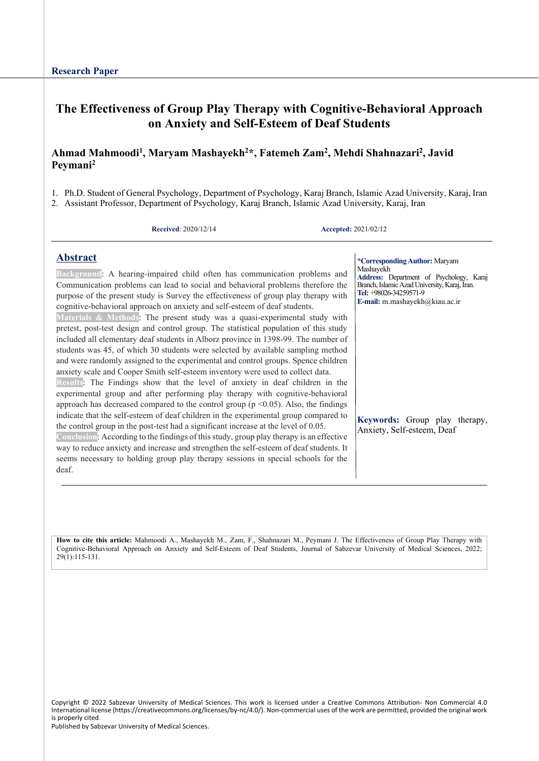Research Paper

# The Effectiveness of Group Play Therapy with Cognitive-Behavioral Approach on Anxiety and Self-Esteem of Deaf Students

**Ahmad Mahmoodi[1], Maryam Mashayekh[2]*, Fatemeh Zam[2], Mehdi Shahnazari[2], Javid Peymani[2]**

1. Ph.D. Student of General Psychology, Department of Psychology, Karaj Branch, Islamic Azad University, Karaj, Iran
2. Assistant Professor, Department of Psychology, Karaj Branch, Islamic Azad University, Karaj, Iran

**Received**: 2020/12/14 **Accepted:** 2021/02/12

## Abstract

**Background**: A hearing-impaired child often has communication problems and Communication problems can lead to social and behavioral problems therefore the purpose of the present study is Survey the effectiveness of group play therapy with cognitive-behavioral approach on anxiety and self-esteem of deaf students.

**Materials & Methods**: The present study was a quasi-experimental study with pretest, post-test design and control group. The statistical population of this study included all elementary deaf students in Alborz province in 1398-99. The number of students was 45, of which 30 students were selected by available sampling method and were randomly assigned to the experimental and control groups. Spence children anxiety scale and Cooper Smith self-esteem inventory were used to collect data.

**Results**: The Findings show that the level of anxiety in deaf children in the experimental group and after performing play therapy with cognitive-behavioral approach has decreased compared to the control group ($p < 0.05$). Also, the findings indicate that the self-esteem of deaf children in the experimental group compared to the control group in the post-test had a significant increase at the level of 0.05.

**Conclusion**: According to the findings of this study, group play therapy is an effective way to reduce anxiety and increase and strengthen the self-esteem of deaf students. It seems necessary to holding group play therapy sessions in special schools for the deaf.

**Keywords:** Group play therapy, Anxiety, Self-esteem, Deaf

***Corresponding Author:** Maryam Mashayekh
**Address:** Department of Psychology, Karaj Branch, Islamic Azad University, Karaj, Iran.
**Tel:** +98026-34259571-9
**E-mail:** m.mashayekh@kiau.ac.ir

**How to cite this article:** Mahmoodi A., Mashayekh M., Zam, F., Shahnazari M., Peymani J. The Effectiveness of Group Play Therapy with Cognitive-Behavioral Approach on Anxiety and Self-Esteem of Deaf Students, Journal of Sabzevar University of Medical Sciences, 2022; 29(1):115-131.

Copyright © 2022 Sabzevar University of Medical Sciences. This work is licensed under a Creative Commons Attribution- Non Commercial 4.0 International license (https://creativecommons.org/licenses/by-nc/4.0/). Non-commercial uses of the work are permitted, provided the original work is properly cited.
Published by Sabzevar University of Medical Sciences.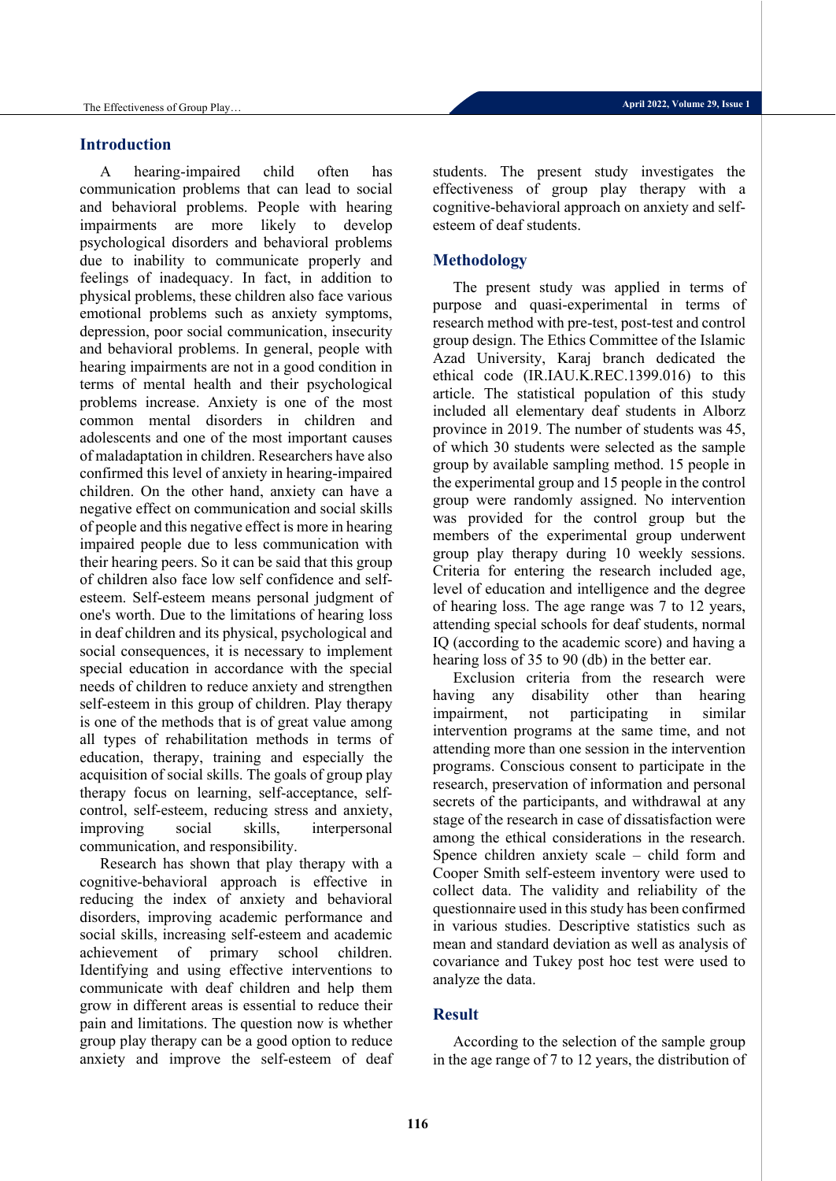## Introduction

A hearing-impaired child often has communication problems that can lead to social and behavioral problems. People with hearing impairments are more likely to develop psychological disorders and behavioral problems due to inability to communicate properly and feelings of inadequacy. In fact, in addition to physical problems, these children also face various emotional problems such as anxiety symptoms, depression, poor social communication, insecurity and behavioral problems. In general, people with hearing impairments are not in a good condition in terms of mental health and their psychological problems increase. Anxiety is one of the most common mental disorders in children and adolescents and one of the most important causes of maladaptation in children. Researchers have also confirmed this level of anxiety in hearing-impaired children. On the other hand, anxiety can have a negative effect on communication and social skills of people and this negative effect is more in hearing impaired people due to less communication with their hearing peers. So it can be said that this group of children also face low self confidence and self-esteem. Self-esteem means personal judgment of one's worth. Due to the limitations of hearing loss in deaf children and its physical, psychological and social consequences, it is necessary to implement special education in accordance with the special needs of children to reduce anxiety and strengthen self-esteem in this group of children. Play therapy is one of the methods that is of great value among all types of rehabilitation methods in terms of education, therapy, training and especially the acquisition of social skills. The goals of group play therapy focus on learning, self-acceptance, self-control, self-esteem, reducing stress and anxiety, improving social skills, interpersonal communication, and responsibility.

Research has shown that play therapy with a cognitive-behavioral approach is effective in reducing the index of anxiety and behavioral disorders, improving academic performance and social skills, increasing self-esteem and academic achievement of primary school children. Identifying and using effective interventions to communicate with deaf children and help them grow in different areas is essential to reduce their pain and limitations. The question now is whether group play therapy can be a good option to reduce anxiety and improve the self-esteem of deaf students. The present study investigates the effectiveness of group play therapy with a cognitive-behavioral approach on anxiety and self-esteem of deaf students.

## Methodology

The present study was applied in terms of purpose and quasi-experimental in terms of research method with pre-test, post-test and control group design. The Ethics Committee of the Islamic Azad University, Karaj branch dedicated the ethical code (IR.IAU.K.REC.1399.016) to this article. The statistical population of this study included all elementary deaf students in Alborz province in 2019. The number of students was 45, of which 30 students were selected as the sample group by available sampling method. 15 people in the experimental group and 15 people in the control group were randomly assigned. No intervention was provided for the control group but the members of the experimental group underwent group play therapy during 10 weekly sessions. Criteria for entering the research included age, level of education and intelligence and the degree of hearing loss. The age range was 7 to 12 years, attending special schools for deaf students, normal IQ (according to the academic score) and having a hearing loss of 35 to 90 (db) in the better ear.

Exclusion criteria from the research were having any disability other than hearing impairment, not participating in similar intervention programs at the same time, and not attending more than one session in the intervention programs. Conscious consent to participate in the research, preservation of information and personal secrets of the participants, and withdrawal at any stage of the research in case of dissatisfaction were among the ethical considerations in the research. Spence children anxiety scale – child form and Cooper Smith self-esteem inventory were used to collect data. The validity and reliability of the questionnaire used in this study has been confirmed in various studies. Descriptive statistics such as mean and standard deviation as well as analysis of covariance and Tukey post hoc test were used to analyze the data.

## Result

According to the selection of the sample group in the age range of 7 to 12 years, the distribution of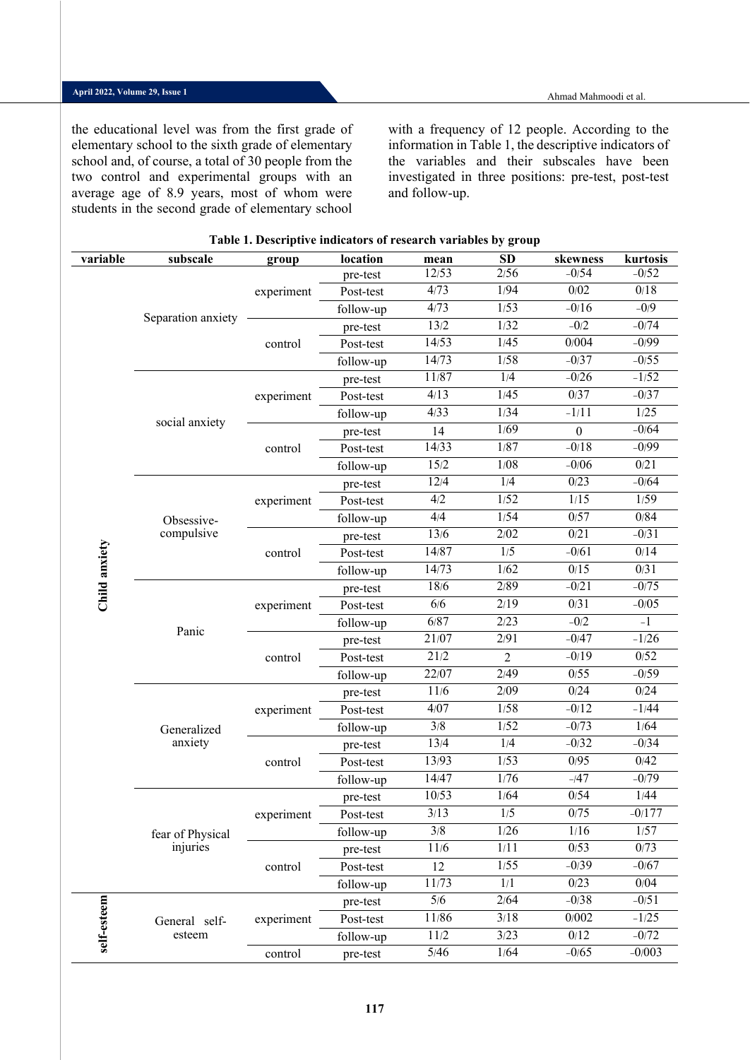the educational level was from the first grade of elementary school to the sixth grade of elementary school and, of course, a total of 30 people from the two control and experimental groups with an average age of 8.9 years, most of whom were students in the second grade of elementary school with a frequency of 12 people. According to the information in Table 1, the descriptive indicators of the variables and their subscales have been investigated in three positions: pre-test, post-test and follow-up.

**Table 1. Descriptive indicators of research variables by group**

| variable | subscale | group | location | mean | SD | skewness | kurtosis |
|---|---|---|---|---|---|---|---|
| Child anxiety | Separation anxiety | experiment | pre-test | 12/53 | 2/56 | −0/54 | −0/52 |
| | | | Post-test | 4/73 | 1/94 | 0/02 | 0/18 |
| | | | follow-up | 4/73 | 1/53 | −0/16 | −0/9 |
| | | control | pre-test | 13/2 | 1/32 | −0/2 | −0/74 |
| | | | Post-test | 14/53 | 1/45 | 0/004 | −0/99 |
| | | | follow-up | 14/73 | 1/58 | −0/37 | −0/55 |
| | social anxiety | experiment | pre-test | 11/87 | 1/4 | −0/26 | −1/52 |
| | | | Post-test | 4/13 | 1/45 | 0/37 | −0/37 |
| | | | follow-up | 4/33 | 1/34 | −1/11 | 1/25 |
| | | control | pre-test | 14 | 1/69 | 0 | −0/64 |
| | | | Post-test | 14/33 | 1/87 | −0/18 | −0/99 |
| | | | follow-up | 15/2 | 1/08 | −0/06 | 0/21 |
| | Obsessive-compulsive | experiment | pre-test | 12/4 | 1/4 | 0/23 | −0/64 |
| | | | Post-test | 4/2 | 1/52 | 1/15 | 1/59 |
| | | | follow-up | 4/4 | 1/54 | 0/57 | 0/84 |
| | | control | pre-test | 13/6 | 2/02 | 0/21 | −0/31 |
| | | | Post-test | 14/87 | 1/5 | −0/61 | 0/14 |
| | | | follow-up | 14/73 | 1/62 | 0/15 | 0/31 |
| | Panic | experiment | pre-test | 18/6 | 2/89 | −0/21 | −0/75 |
| | | | Post-test | 6/6 | 2/19 | 0/31 | −0/05 |
| | | | follow-up | 6/87 | 2/23 | −0/2 | −1 |
| | | control | pre-test | 21/07 | 2/91 | −0/47 | −1/26 |
| | | | Post-test | 21/2 | 2 | −0/19 | 0/52 |
| | | | follow-up | 22/07 | 2/49 | 0/55 | −0/59 |
| | Generalized anxiety | experiment | pre-test | 11/6 | 2/09 | 0/24 | 0/24 |
| | | | Post-test | 4/07 | 1/58 | −0/12 | −1/44 |
| | | | follow-up | 3/8 | 1/52 | −0/73 | 1/64 |
| | | control | pre-test | 13/4 | 1/4 | −0/32 | −0/34 |
| | | | Post-test | 13/93 | 1/53 | 0/95 | 0/42 |
| | | | follow-up | 14/47 | 1/76 | −/47 | −0/79 |
| | fear of Physical injuries | experiment | pre-test | 10/53 | 1/64 | 0/54 | 1/44 |
| | | | Post-test | 3/13 | 1/5 | 0/75 | −0/177 |
| | | | follow-up | 3/8 | 1/26 | 1/16 | 1/57 |
| | | control | pre-test | 11/6 | 1/11 | 0/53 | 0/73 |
| | | | Post-test | 12 | 1/55 | −0/39 | −0/67 |
| | | | follow-up | 11/73 | 1/1 | 0/23 | 0/04 |
| self-esteem | General self-esteem | experiment | pre-test | 5/6 | 2/64 | −0/38 | −0/51 |
| | | | Post-test | 11/86 | 3/18 | 0/002 | −1/25 |
| | | | follow-up | 11/2 | 3/23 | 0/12 | −0/72 |
| | | control | pre-test | 5/46 | 1/64 | −0/65 | −0/003 |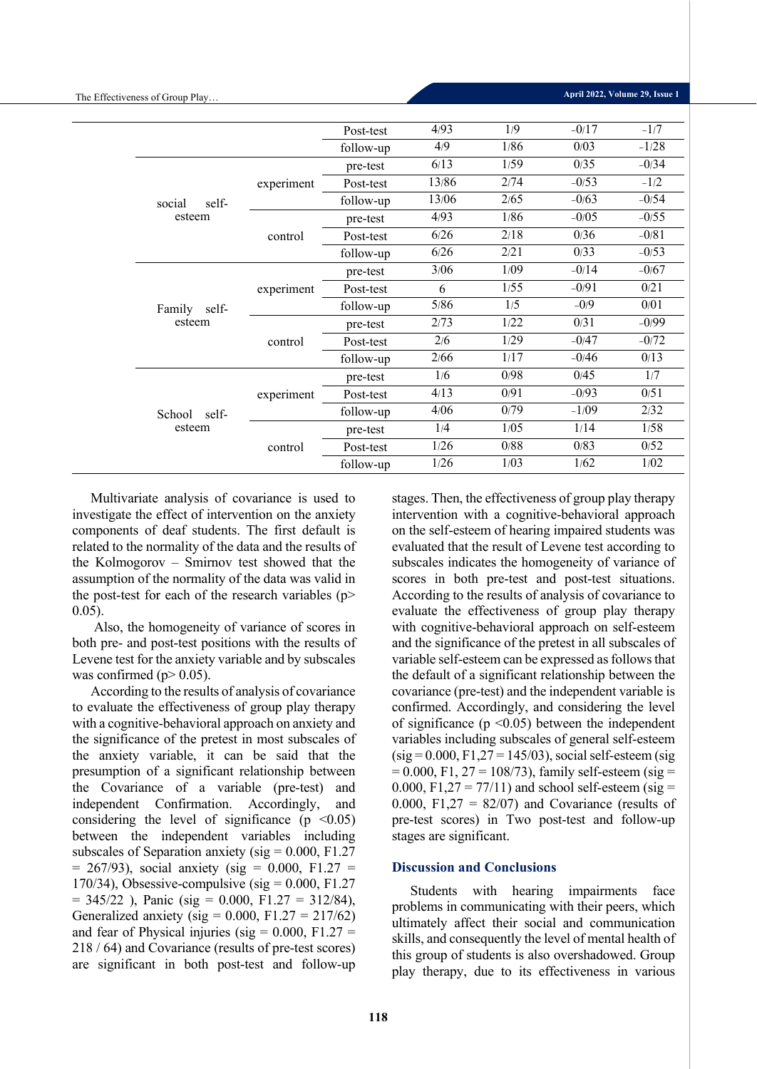| | | | | | | |
|---|---|---|---|---|---|---|
| | | Post-test | 4/93 | 1/9 | −0/17 | −1/7 |
| | | follow-up | 4/9 | 1/86 | 0/03 | −1/28 |
| social self-esteem | experiment | pre-test | 6/13 | 1/59 | 0/35 | −0/34 |
| | | Post-test | 13/86 | 2/74 | −0/53 | −1/2 |
| | | follow-up | 13/06 | 2/65 | −0/63 | −0/54 |
| | control | pre-test | 4/93 | 1/86 | −0/05 | −0/55 |
| | | Post-test | 6/26 | 2/18 | 0/36 | −0/81 |
| | | follow-up | 6/26 | 2/21 | 0/33 | −0/53 |
| Family self-esteem | experiment | pre-test | 3/06 | 1/09 | −0/14 | −0/67 |
| | | Post-test | 6 | 1/55 | −0/91 | 0/21 |
| | | follow-up | 5/86 | 1/5 | −0/9 | 0/01 |
| | control | pre-test | 2/73 | 1/22 | 0/31 | −0/99 |
| | | Post-test | 2/6 | 1/29 | −0/47 | −0/72 |
| | | follow-up | 2/66 | 1/17 | −0/46 | 0/13 |
| School self-esteem | experiment | pre-test | 1/6 | 0/98 | 0/45 | 1/7 |
| | | Post-test | 4/13 | 0/91 | −0/93 | 0/51 |
| | | follow-up | 4/06 | 0/79 | −1/09 | 2/32 |
| | control | pre-test | 1/4 | 1/05 | 1/14 | 1/58 |
| | | Post-test | 1/26 | 0/88 | 0/83 | 0/52 |
| | | follow-up | 1/26 | 1/03 | 1/62 | 1/02 |

Multivariate analysis of covariance is used to investigate the effect of intervention on the anxiety components of deaf students. The first default is related to the normality of the data and the results of the Kolmogorov – Smirnov test showed that the assumption of the normality of the data was valid in the post-test for each of the research variables ($p > 0.05$).

Also, the homogeneity of variance of scores in both pre- and post-test positions with the results of Levene test for the anxiety variable and by subscales was confirmed ($p > 0.05$).

According to the results of analysis of covariance to evaluate the effectiveness of group play therapy with a cognitive-behavioral approach on anxiety and the significance of the pretest in most subscales of the anxiety variable, it can be said that the presumption of a significant relationship between the Covariance of a variable (pre-test) and independent Confirmation. Accordingly, and considering the level of significance ($p < 0.05$) between the independent variables including subscales of Separation anxiety (sig = 0.000, $F_{1.27}$ = 267/93), social anxiety (sig = 0.000, $F_{1.27}$ = 170/34), Obsessive-compulsive (sig = 0.000, $F_{1.27}$ = 345/22 ), Panic (sig = 0.000, $F_{1.27}$ = 312/84), Generalized anxiety (sig = 0.000, $F_{1.27}$ = 217/62) and fear of Physical injuries (sig = 0.000, $F_{1.27}$ = 218 / 64) and Covariance (results of pre-test scores) are significant in both post-test and follow-up stages. Then, the effectiveness of group play therapy intervention with a cognitive-behavioral approach on the self-esteem of hearing impaired students was evaluated that the result of Levene test according to subscales indicates the homogeneity of variance of scores in both pre-test and post-test situations. According to the results of analysis of covariance to evaluate the effectiveness of group play therapy with cognitive-behavioral approach on self-esteem and the significance of the pretest in all subscales of variable self-esteem can be expressed as follows that the default of a significant relationship between the covariance (pre-test) and the independent variable is confirmed. Accordingly, and considering the level of significance ($p < 0.05$) between the independent variables including subscales of general self-esteem (sig = 0.000, $F_{1,27}$ = 145/03), social self-esteem (sig = 0.000, $F_{1,27}$ = 108/73), family self-esteem (sig = 0.000, $F_{1,27}$ = 77/11) and school self-esteem (sig = 0.000, $F_{1,27}$ = 82/07) and Covariance (results of pre-test scores) in Two post-test and follow-up stages are significant.

## Discussion and Conclusions

Students with hearing impairments face problems in communicating with their peers, which ultimately affect their social and communication skills, and consequently the level of mental health of this group of students is also overshadowed. Group play therapy, due to its effectiveness in various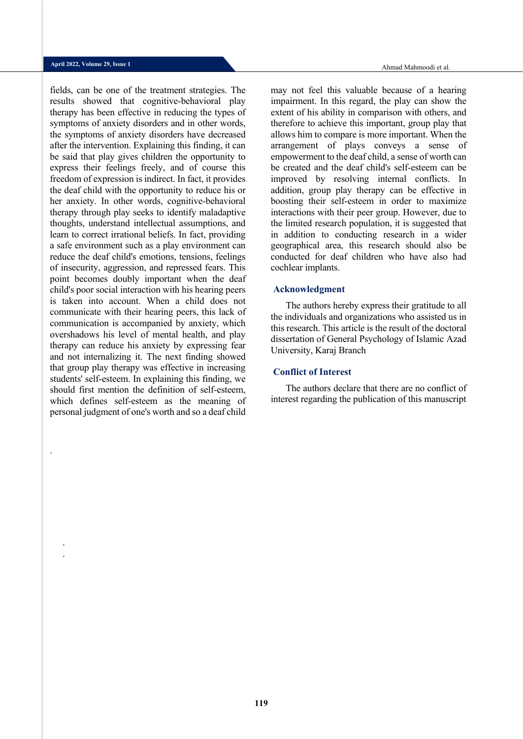fields, can be one of the treatment strategies. The results showed that cognitive-behavioral play therapy has been effective in reducing the types of symptoms of anxiety disorders and in other words, the symptoms of anxiety disorders have decreased after the intervention. Explaining this finding, it can be said that play gives children the opportunity to express their feelings freely, and of course this freedom of expression is indirect. In fact, it provides the deaf child with the opportunity to reduce his or her anxiety. In other words, cognitive-behavioral therapy through play seeks to identify maladaptive thoughts, understand intellectual assumptions, and learn to correct irrational beliefs. In fact, providing a safe environment such as a play environment can reduce the deaf child's emotions, tensions, feelings of insecurity, aggression, and repressed fears. This point becomes doubly important when the deaf child's poor social interaction with his hearing peers is taken into account. When a child does not communicate with their hearing peers, this lack of communication is accompanied by anxiety, which overshadows his level of mental health, and play therapy can reduce his anxiety by expressing fear and not internalizing it. The next finding showed that group play therapy was effective in increasing students' self-esteem. In explaining this finding, we should first mention the definition of self-esteem, which defines self-esteem as the meaning of personal judgment of one's worth and so a deaf child may not feel this valuable because of a hearing impairment. In this regard, the play can show the extent of his ability in comparison with others, and therefore to achieve this important, group play that allows him to compare is more important. When the arrangement of plays conveys a sense of empowerment to the deaf child, a sense of worth can be created and the deaf child's self-esteem can be improved by resolving internal conflicts. In addition, group play therapy can be effective in boosting their self-esteem in order to maximize interactions with their peer group. However, due to the limited research population, it is suggested that in addition to conducting research in a wider geographical area, this research should also be conducted for deaf children who have also had cochlear implants.

## Acknowledgment

The authors hereby express their gratitude to all the individuals and organizations who assisted us in this research. This article is the result of the doctoral dissertation of General Psychology of Islamic Azad University, Karaj Branch

## Conflict of Interest

The authors declare that there are no conflict of interest regarding the publication of this manuscript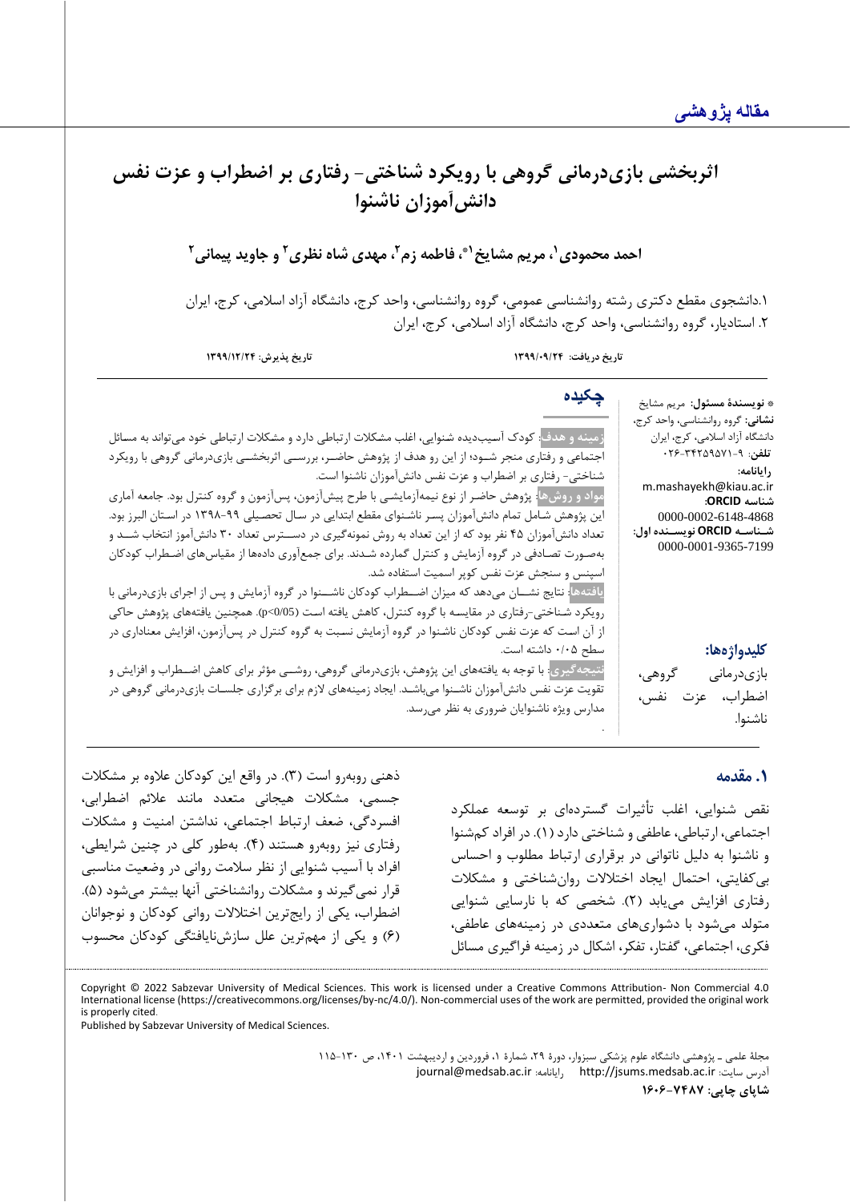مقاله پژوهشی

# اثربخشی بازی‌درمانی گروهی با رویکرد شناختی- رفتاری بر اضطراب و عزت نفس دانش‌آموزان ناشنوا

احمد محمودی[1]، مریم مشایخ[1*]، فاطمه زم[2]، مهدی شاه نظری[2] و جاوید پیمانی[2]

۱.دانشجوی مقطع دکتری رشته روانشناسی عمومی، گروه روانشناسی، واحد کرج، دانشگاه آزاد اسلامی، کرج، ایران
۲. استادیار، گروه روانشناسی، واحد کرج، دانشگاه آزاد اسلامی، کرج، ایران

تاریخ دریافت: ۱۳۹۹/۰۹/۲۴ تاریخ پذیرش: ۱۳۹۹/۱۲/۲۴

* **نویسندهٔ مسئول:** مریم مشایخ
**نشانی:** گروه روانشناسی، واحد کرج، دانشگاه آزاد اسلامی، کرج، ایران
**تلفن:** ۰۲۶-۳۴۲۵۹۵۷۱-۹
**رایانامه:** m.mashayekh@kiau.ac.ir
**شناسه ORCID:** 0000-0002-6148-4868
**شناسه ORCID نویسنده اول:** 0000-0001-9365-7199

## چکیده

**زمینه و هدف:** کودک آسیب‌دیده شنوایی، اغلب مشکلات ارتباطی دارد و مشکلات ارتباطی خود می‌تواند به مسائل اجتماعی و رفتاری منجر شـود؛ از این رو هدف از پژوهش حاضـر، بررسـی اثربخشـی بازی‌درمانی گروهی با رویکرد شناختی- رفتاری بر اضطراب و عزت نفس دانش‌آموزان ناشنوا است.

**مواد و روش‌ها:** پژوهش حاضر از نوع نیمه‌آزمایشی با طرح پیش‌آزمون، پس‌آزمون و گروه کنترل بود. جامعه آماری این پژوهش شامل تمام دانش‌آموزان پسر ناشنوای مقطع ابتدایی در سال تحصیلی ۹۹-۱۳۹۸ در استان البرز بود. تعداد دانش‌آموزان ۴۵ نفر بود که از این تعداد به روش نمونه‌گیری در دسـترس تعداد ۳۰ دانش‌آموز انتخاب شـد و به‌صورت تصادفی در گروه آزمایش و کنترل گمارده شدند. برای جمع‌آوری داده‌ها از مقیاس‌های اضطراب کودکان اسپنس و سنجش عزت نفس کوپر اسمیت استفاده شد.

**یافته‌ها:** نتایج نشـان می‌دهد که میزان اضـطراب کودکان ناشـنوا در گروه آزمایش و پس از اجرای بازی‌درمانی با رویکرد شـناختی-رفتاری در مقایسه با گروه کنترل، کاهش یافته است ($p<0/05$). همچنین یافته‌های پژوهش حاکی از آن است که عزت نفس کودکان ناشنوا در گروه آزمایش نسبت به گروه کنترل در پس‌آزمون، افزایش معناداری در سطح ۰/۰۵ داشته است.

**نتیجه‌گیری:** با توجه به یافته‌های این پژوهش، بازی‌درمانی گروهی، روشـی مؤثر برای کاهش اضـطراب و افزایش و تقویت عزت نفس دانش‌آموزان ناشـنوا می‌باشد. ایجاد زمینه‌های لازم برای برگزاری جلسـات بازی‌درمانی گروهی در مدارس ویژه ناشنوایان ضروری به نظر می‌رسد.

**کلیدواژه‌ها:** بازی‌درمانی گروهی، اضطراب، عزت نفس، ناشنوا.

## ۱. مقدمه

نقص شنوایی، اغلب تأثیرات گسترده‌ای بر توسعه عملکرد اجتماعی، ارتباطی، عاطفی و شناختی دارد (۱). در افراد کم‌شنوا و ناشنوا به دلیل ناتوانی در برقراری ارتباط مطلوب و احساس بی‌کفایتی، احتمال ایجاد اختلالات روان‌شناختی و مشکلات رفتاری افزایش می‌یابد (۲). شخصی که با نارسایی شنوایی متولد می‌شود با دشواری‌های متعددی در زمینه‌های عاطفی، فکری، اجتماعی، گفتار، تفکر، اشکال در زمینه فراگیری مسائل ذهنی روبه‌رو است (۳). در واقع این کودکان علاوه بر مشکلات جسمی، مشکلات هیجانی متعدد مانند علائم اضطرابی، افسردگی، ضعف ارتباط اجتماعی، نداشتن امنیت و مشکلات رفتاری نیز روبه‌رو هستند (۴). به‌طور کلی در چنین شرایطی، افراد با آسیب شنوایی از نظر سلامت روانی در وضعیت مناسبی قرار نمی‌گیرند و مشکلات روانشناختی آنها بیشتر می‌شود (۵). اضطراب، یکی از رایج‌ترین اختلالات روانی کودکان و نوجوانان (۶) و یکی از مهم‌ترین علل سازش‌نایافتگی کودکان محسوب

Copyright © 2022 Sabzevar University of Medical Sciences. This work is licensed under a Creative Commons Attribution- Non Commercial 4.0 International license (https://creativecommons.org/licenses/by-nc/4.0/). Non-commercial uses of the work are permitted, provided the original work is properly cited.
Published by Sabzevar University of Medical Sciences.

آدرس سایت: http://jsums.medsab.ac.ir رایانامه: journal@medsab.ac.ir
شاپای چاپی: ۱۶۰۶-۷۴۸۷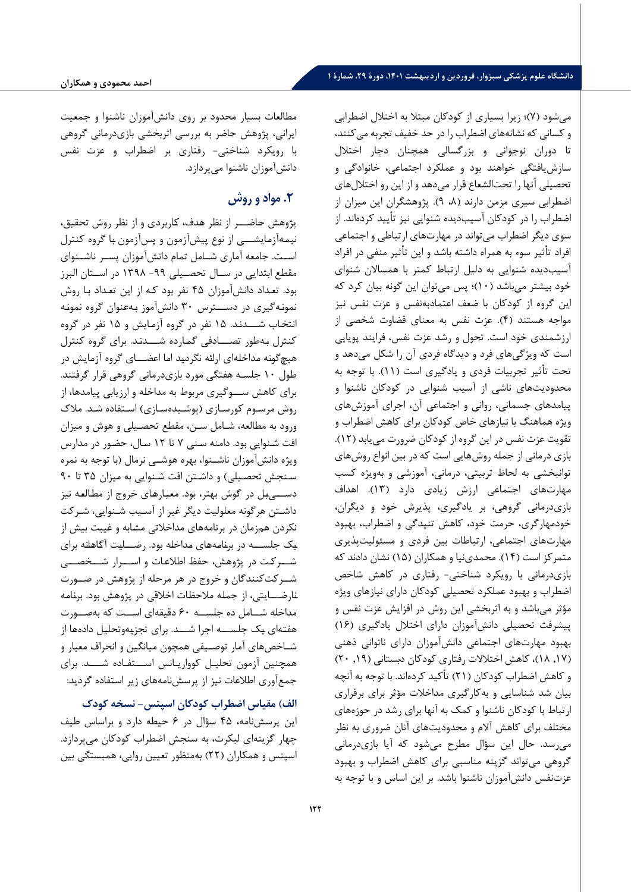می‌شود (۷)؛ زیرا بسیاری از کودکان مبتلا به اختلال اضطرابی و کسانی که نشانه‌های اضطراب را در حد خفیف تجربه می‌کنند، تا دوران نوجوانی و بزرگسالی همچنان دچار اختلال سازش‌یافتگی خواهند بود و عملکرد اجتماعی، خانوادگی و تحصیلی آنها را تحت‌الشعاع قرار می‌دهد و از این رو اختلال‌های اضطرابی سیری مزمن دارند (۸، ۹). پژوهشگران این میزان از اضطراب را در کودکان آسیب‌دیده شنوایی نیز تأیید کرده‌اند. از سوی دیگر اضطراب می‌تواند در مهارت‌های ارتباطی و اجتماعی افراد تأثیر سوء به همراه داشته باشد و این تأثیر منفی در افراد آسیب‌دیده شنوایی به دلیل ارتباط کمتر با همسالان شنوای خود بیشتر می‌باشد (۱۰)؛ پس می‌توان این گونه بیان کرد که این گروه از کودکان با ضعف اعتمادبه‌نفس و عزت نفس نیز مواجه هستند (۴). عزت نفس به معنای قضاوت شخصی از ارزشمندی خود است. تحول و رشد عزت نفس، فرایند پویایی است که ویژگی‌های فرد و دیدگاه فردی آن را شکل می‌دهد و تحت تأثیر تجربیات فردی و یادگیری است (۱۱). با توجه به محدودیت‌های ناشی از آسیب شنوایی در کودکان ناشنوا و پیامدهای جسمانی، روانی و اجتماعی آن، اجرای آموزش‌های ویژه هماهنگ با نیازهای خاص کودکان برای کاهش اضطراب و تقویت عزت نفس در این گروه از کودکان ضرورت می‌یابد (۱۲). بازی درمانی از جمله روش‌هایی است که در بین انواع روش‌های توانبخشی به لحاظ تربیتی، درمانی، آموزشی و به‌ویژه کسب مهارت‌های اجتماعی ارزش زیادی دارد (۱۳). اهداف بازی‌درمانی گروهی، بر یادگیری، پذیرش خود و دیگران، خودمهارگری، حرمت خود، کاهش تنیدگی و اضطراب، بهبود مهارت‌های اجتماعی، ارتباطات بین فردی و مسئولیت‌پذیری متمرکز است (۱۴). محمدی‌نیا و همکاران (۱۵) نشان دادند که بازی‌درمانی با رویکرد شناختی- رفتاری در کاهش شاخص اضطراب و بهبود عملکرد تحصیلی کودکان دارای نیازهای ویژه مؤثر می‌باشد و به اثربخشی این روش در افزایش عزت نفس و پیشرفت تحصیلی دانش‌آموزان دارای اختلال یادگیری (۱۶) بهبود مهارت‌های اجتماعی دانش‌آموزان دارای ناتوانی ذهنی (۱۷، ۱۸)، کاهش اختلالات رفتاری کودکان دبستانی (۱۹، ۲۰) و کاهش اضطراب کودکان (۲۱) تأکید کرده‌اند. با توجه به آنچه بیان شد شناسایی و به‌کارگیری مداخلات مؤثر برای برقراری ارتباط با کودکان ناشنوا و کمک به آنها برای رشد در حوزه‌های مختلف برای کاهش آلام و محدودیت‌های آنان ضروری به نظر می‌رسد. حال این سؤال مطرح می‌شود که آیا بازی‌درمانی گروهی می‌تواند گزینه مناسبی برای کاهش اضطراب و بهبود عزت‌نفس دانش‌آموزان ناشنوا باشد. بر این اساس و با توجه به مطالعات بسیار محدود بر روی دانش‌آموزان ناشنوا و جمعیت ایرانی، پژوهش حاضر به بررسی اثربخشی بازی‌درمانی گروهی با رویکرد شناختی- رفتاری بر اضطراب و عزت نفس دانش‌آموزان ناشنوا می‌پردازد.

## ۲. مواد و روش

پژوهش حاضر از نظر هدف، کاربردی و از نظر روش تحقیق، نیمه‌آزمایشی از نوع پیش‌آزمون و پس‌آزمون با گروه کنترل است. جامعه آماری شامل تمام دانش‌آموزان پسر ناشنوای مقطع ابتدایی در سال تحصیلی ۹۹- ۱۳۹۸ در استان البرز بود. تعداد دانش‌آموزان ۴۵ نفر بود که از این تعداد با روش نمونه‌گیری در دسترس ۳۰ دانش‌آموز به‌عنوان گروه نمونه انتخاب شدند. ۱۵ نفر در گروه آزمایش و ۱۵ نفر در گروه کنترل به‌طور تصادفی گمارده شدند. برای گروه کنترل هیچ‌گونه مداخله‌ای ارائه نگردید اما اعضای گروه آزمایش در طول ۱۰ جلسه هفتگی مورد بازی‌درمانی گروهی قرار گرفتند. برای کاهش سوگیری مربوط به مداخله و ارزیابی پیامدها، از روش مرسوم کورسازی (پوشیده‌سازی) استفاده شد. ملاک ورود به مطالعه، شامل سن، مقطع تحصیلی و هوش و میزان افت شنوایی بود. دامنه سنی ۷ تا ۱۲ سال، حضور در مدارس ویژه دانش‌آموزان ناشنوا، بهره هوشی نرمال (با توجه به نمره سنجش تحصیلی) و داشتن افت شنوایی به میزان ۳۵ تا ۹۰ دسی‌بل در گوش بهتر، بود. معیارهای خروج از مطالعه نیز داشتن هرگونه معلولیت دیگر غیر از آسیب شنوایی، شرکت نکردن همزمان در برنامه‌های مداخلاتی مشابه و غیبت بیش از یک جلسه در برنامه‌های مداخله بود. رضایت آگاهانه برای شرکت در پژوهش، حفظ اطلاعات و اسرار شخصی شرکت‌کنندگان و خروج در هر مرحله از پژوهش در صورت نارضایتی، از جمله ملاحظات اخلاقی در پژوهش بود. برنامه مداخله شامل ده جلسه ۶۰ دقیقه‌ای است که به‌صورت هفته‌ای یک جلسه اجرا شد. برای تجزیه‌وتحلیل داده‌ها از شاخص‌های آمار توصیفی همچون میانگین و انحراف معیار و همچنین آزمون تحلیل کوواریانس استفاده شد. برای جمع‌آوری اطلاعات نیز از پرسش‌نامه‌های زیر استفاده گردید:

### الف) مقیاس اضطراب کودکان اسپنس- نسخه کودک

این پرسش‌نامه، ۴۵ سؤال در ۶ حیطه دارد و براساس طیف چهار گزینه‌ای لیکرت، به سنجش اضطراب کودکان می‌پردازد. اسپنس و همکاران (۲۲) به‌منظور تعیین روایی، همبستگی بین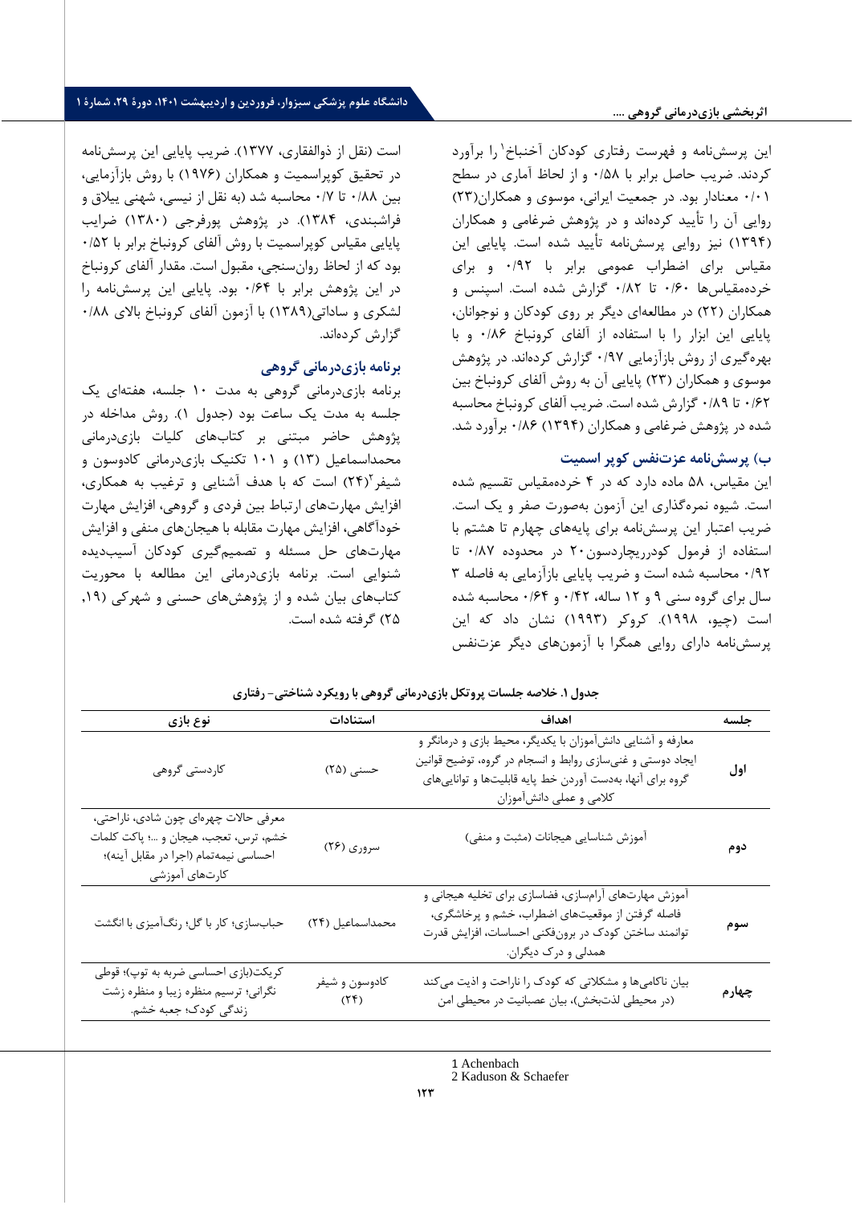این پرسش‌نامه و فهرست رفتاری کودکان آخنباخ[1] را برآورد کردند. ضریب حاصل برابر با ۰/۵۸ و از لحاظ آماری در سطح ۰/۰۱ معنادار بود. در جمعیت ایرانی، موسوی و همکاران(۲۳) روایی آن را تأیید کرده‌اند و در پژوهش ضرغامی و همکاران (۱۳۹۴) نیز روایی پرسش‌نامه تأیید شده است. پایایی این مقیاس برای اضطراب عمومی برابر با ۰/۹۲ و برای خرده‌مقیاس‌ها ۰/۶۰ تا ۰/۸۲ گزارش شده است. اسپنس و همکاران (۲۲) در مطالعه‌ای دیگر بر روی کودکان و نوجوانان، پایایی این ابزار را با استفاده از آلفای کرونباخ ۰/۸۶ و با بهره‌گیری از روش بازآزمایی ۰/۹۷ گزارش کرده‌اند. در پژوهش موسوی و همکاران (۲۳) پایایی آن به روش آلفای کرونباخ بین ۰/۶۲ تا ۰/۸۹ گزارش شده است. ضریب آلفای کرونباخ محاسبه شده در پژوهش ضرغامی و همکاران (۱۳۹۴) ۰/۸۶ برآورد شد.

### ب) پرسش‌نامه عزت‌نفس کوپر اسمیت

این مقیاس، ۵۸ ماده دارد که در ۴ خرده‌مقیاس تقسیم شده است. شیوه نمره‌گذاری این آزمون به‌صورت صفر و یک است. ضریب اعتبار این پرسش‌نامه برای پایه‌های چهارم تا هشتم با استفاده از فرمول کودرریچاردسون۲۰ در محدوده ۰/۸۷ تا ۰/۹۲ محاسبه شده است و ضریب پایایی بازآزمایی به فاصله ۳ سال برای گروه سنی ۹ و ۱۲ ساله، ۰/۴۲ و ۰/۶۴ محاسبه شده است (چیو، ۱۹۹۸). کروکر (۱۹۹۳) نشان داد که این پرسش‌نامه دارای روایی همگرا با آزمون‌های دیگر عزت‌نفس است (نقل از ذوالفقاری، ۱۳۷۷). ضریب پایایی این پرسش‌نامه در تحقیق کوپراسمیت و همکاران (۱۹۷۶) با روش بازآزمایی، بین ۰/۸۸ تا ۰/۷ محاسبه شد (به نقل از نیسی، شهنی ییلاق و فراشبندی، ۱۳۸۴). در پژوهش پورفرجی (۱۳۸۰) ضرایب پایایی مقیاس کوپراسمیت با روش آلفای کرونباخ برابر با ۰/۵۲ بود که از لحاظ روان‌سنجی، مقبول است. مقدار آلفای کرونباخ در این پژوهش برابر با ۰/۶۴ بود. پایایی این پرسش‌نامه را لشکری و ساداتی(۱۳۸۹) با آزمون آلفای کرونباخ بالای ۰/۸۸ گزارش کرده‌اند.

### برنامه بازی‌درمانی گروهی

برنامه بازی‌درمانی گروهی به مدت ۱۰ جلسه، هفته‌ای یک جلسه به مدت یک ساعت بود (جدول ۱). روش مداخله در پژوهش حاضر مبتنی بر کتاب‌های کلیات بازی‌درمانی محمداسماعیل (۱۳) و ۱۰۱ تکنیک بازی‌درمانی کادوسون و شیفر[2](۲۴) است که با هدف آشنایی و ترغیب به همکاری، افزایش مهارت‌های ارتباط بین فردی و گروهی، افزایش مهارت خودآگاهی، افزایش مهارت مقابله با هیجان‌های منفی و افزایش مهارت‌های حل مسئله و تصمیم‌گیری کودکان آسیب‌دیده شنوایی است. برنامه بازی‌درمانی این مطالعه با محوریت کتاب‌های بیان شده و از پژوهش‌های حسنی و شهرکی (۱۹, ۲۵) گرفته شده است.

**جدول ۱. خلاصه جلسات پروتکل بازی‌درمانی گروهی با رویکرد شناختی- رفتاری**

| جلسه | اهداف | استنادات | نوع بازی |
|---|---|---|---|
| **اول** | معارفه و آشنایی دانش‌آموزان با یکدیگر، محیط بازی و درمانگر و ایجاد دوستی و غنی‌سازی روابط و انسجام در گروه، توضیح قوانین گروه برای آنها، به‌دست آوردن خط پایه قابلیت‌ها و توانایی‌های کلامی و عملی دانش‌آموزان | حسنی (۲۵) | کاردستی گروهی |
| **دوم** | آموزش شناسایی هیجانات (مثبت و منفی) | سروری (۲۶) | معرفی حالات چهره‌ای چون شادی، ناراحتی، خشم، ترس، تعجب، هیجان و ...؛ پاکت کلمات احساسی نیمه‌تمام (اجرا در مقابل آینه)؛ کارت‌های آموزشی |
| **سوم** | آموزش مهارت‌های آرام‌سازی، فضاسازی برای تخلیه هیجانی و فاصله گرفتن از موقعیت‌های اضطراب، خشم و پرخاشگری، توانمند ساختن کودک در برون‌فکنی احساسات، افزایش قدرت همدلی و درک دیگران. | محمداسماعیل (۲۴) | حباب‌سازی؛ کار با گل؛ رنگ‌آمیزی با انگشت |
| **چهارم** | بیان ناکامی‌ها و مشکلاتی که کودک را ناراحت و اذیت می‌کند (در محیطی لذت‌بخش)، بیان عصبانیت در محیطی امن | کادوسون و شیفر (۲۴) | کریکت(بازی احساسی ضربه به توپ)؛ قوطی نگرانی؛ ترسیم منظره زیبا و منظره زشت زندگی کودک؛ جعبه خشم. |

1 Achenbach
2 Kaduson & Schaefer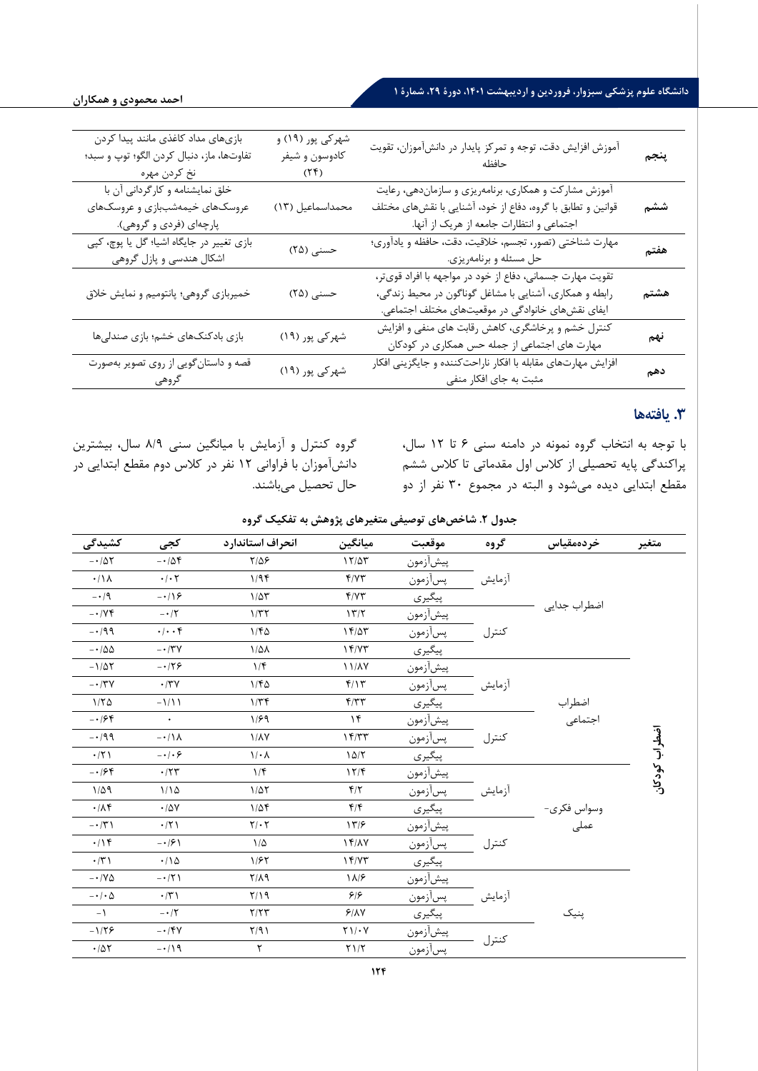| | | | |
|---|---|---|---|
| **پنجم** | آموزش افزایش دقت، توجه و تمرکز پایدار در دانش‌آموزان، تقویت حافظه | شهرکی پور (۱۹) و کادوسون و شیفر (۲۴) | بازی‌های مداد کاغذی مانند پیدا کردن تفاوت‌ها، ماز، دنبال کردن الگو؛ توپ و سبد؛ نخ کردن مهره |
| **ششم** | آموزش مشارکت و همکاری، برنامه‌ریزی و سازمان‌دهی، رعایت قوانین و تطابق با گروه، دفاع از خود، آشنایی با نقش‌های مختلف اجتماعی و انتظارات جامعه از هریک از آنها. | محمداسماعیل (۱۳) | خلق نمایشنامه و کارگردانی آن با عروسک‌های خیمه‌شب‌بازی و عروسک‌های پارچه‌ای (فردی و گروهی). |
| **هفتم** | مهارت شناختی (تصور، تجسم، خلاقیت، دقت، حافظه و یادآوری؛ حل مسئله و برنامه‌ریزی. | حسنی (۲۵) | بازی تغییر در جایگاه اشیا؛ گل یا پوچ، کپی اشکال هندسی و پازل گروهی |
| **هشتم** | تقویت مهارت جسمانی، دفاع از خود در مواجهه با افراد قوی‌تر، رابطه و همکاری، آشنایی با مشاغل گوناگون در محیط زندگی، ایفای نقش‌های خانوادگی در موقعیت‌های مختلف اجتماعی. | حسنی (۲۵) | خمیربازی گروهی؛ پانتومیم و نمایش خلاق |
| **نهم** | کنترل خشم و پرخاشگری، کاهش رقابت های منفی و افزایش مهارت های اجتماعی از جمله حس همکاری در کودکان | شهرکی پور (۱۹) | بازی بادکنک‌های خشم؛ بازی صندلی‌ها |
| **دهم** | افزایش مهارت‌های مقابله با افکار ناراحت‌کننده و جایگزینی افکار مثبت به جای افکار منفی | شهرکی پور (۱۹) | قصه و داستان‌گویی از روی تصویر به‌صورت گروهی |

## ۳. یافته‌ها

با توجه به انتخاب گروه نمونه در دامنه سنی ۶ تا ۱۲ سال، پراکندگی پایه تحصیلی از کلاس اول مقدماتی تا کلاس ششم مقطع ابتدایی دیده می‌شود و البته در مجموع ۳۰ نفر از دو گروه کنترل و آزمایش با میانگین سنی ۸/۹ سال، بیشترین دانش‌آموزان با فراوانی ۱۲ نفر در کلاس دوم مقطع ابتدایی در حال تحصیل می‌باشند.

**جدول ۲. شاخص‌های توصیفی متغیرهای پژوهش به تفکیک گروه**

| متغیر | خرده‌مقیاس | گروه | موقعیت | میانگین | انحراف استاندارد | کجی | کشیدگی |
|---|---|---|---|---|---|---|---|
| اضطراب کودکان | اضطراب جدایی | آزمایش | پیش‌آزمون | ۱۲/۵۳ | ۲/۵۶ | -۰/۵۴ | -۰/۵۲ |
| | | | پس‌آزمون | ۴/۷۳ | ۱/۹۴ | ۰/۰۲ | ۰/۱۸ |
| | | | پیگیری | ۴/۷۳ | ۱/۵۳ | -۰/۱۶ | -۰/۹ |
| | | کنترل | پیش‌آزمون | ۱۳/۲ | ۱/۳۲ | -۰/۲ | -۰/۷۴ |
| | | | پس‌آزمون | ۱۴/۵۳ | ۱/۴۵ | ۰/۰۰۴ | -۰/۹۹ |
| | | | پیگیری | ۱۴/۷۳ | ۱/۵۸ | -۰/۳۷ | -۰/۵۵ |
| | اضطراب اجتماعی | آزمایش | پیش‌آزمون | ۱۱/۸۷ | ۱/۴ | -۰/۲۶ | -۱/۵۲ |
| | | | پس‌آزمون | ۴/۱۳ | ۱/۴۵ | ۰/۳۷ | -۰/۳۷ |
| | | | پیگیری | ۴/۳۳ | ۱/۳۴ | -۱/۱۱ | ۱/۲۵ |
| | | کنترل | پیش‌آزمون | ۱۴ | ۱/۶۹ | ۰ | -۰/۶۴ |
| | | | پس‌آزمون | ۱۴/۳۳ | ۱/۸۷ | -۰/۱۸ | -۰/۹۹ |
| | | | پیگیری | ۱۵/۲ | ۱/۰۸ | -۰/۰۶ | ۰/۲۱ |
| | وسواس فکری-عملی | آزمایش | پیش‌آزمون | ۱۲/۴ | ۱/۴ | ۰/۲۳ | -۰/۶۴ |
| | | | پس‌آزمون | ۴/۲ | ۱/۵۲ | ۱/۱۵ | ۱/۵۹ |
| | | | پیگیری | ۴/۴ | ۱/۵۴ | ۰/۵۷ | ۰/۸۴ |
| | | کنترل | پیش‌آزمون | ۱۳/۶ | ۲/۰۲ | ۰/۲۱ | -۰/۳۱ |
| | | | پس‌آزمون | ۱۴/۸۷ | ۱/۵ | -۰/۶۱ | ۰/۱۴ |
| | | | پیگیری | ۱۴/۷۳ | ۱/۶۲ | ۰/۱۵ | ۰/۳۱ |
| | پنیک | آزمایش | پیش‌آزمون | ۱۸/۶ | ۲/۸۹ | -۰/۲۱ | -۰/۷۵ |
| | | | پس‌آزمون | ۶/۶ | ۲/۱۹ | ۰/۳۱ | -۰/۰۵ |
| | | | پیگیری | ۶/۸۷ | ۲/۲۳ | -۰/۲ | -۱ |
| | | کنترل | پیش‌آزمون | ۲۱/۰۷ | ۲/۹۱ | -۰/۴۷ | -۱/۲۶ |
| | | | پس‌آزمون | ۲۱/۲ | ۲ | -۰/۱۹ | ۰/۵۲ |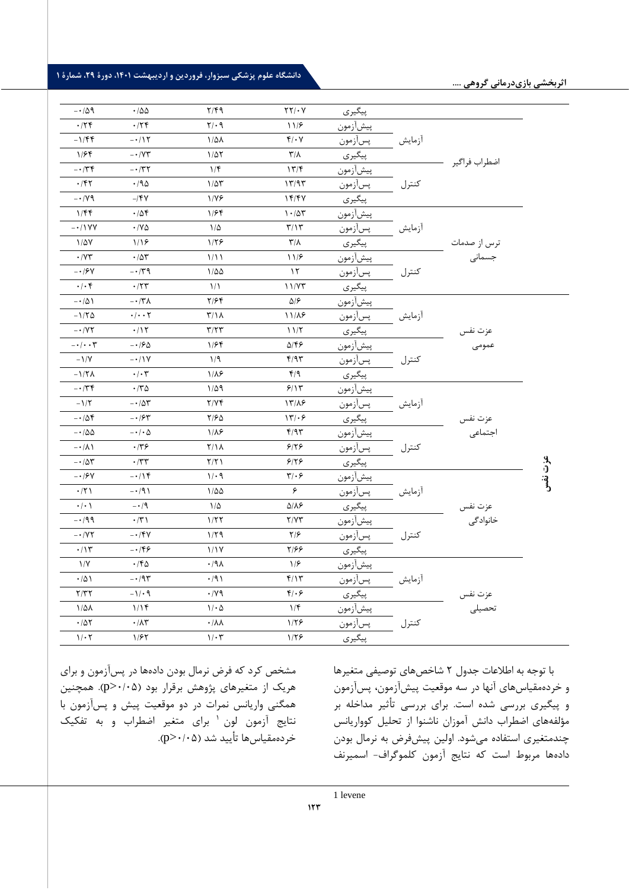| | | | میانگین | انحراف معیار | کجی | کشیدگی |
|---|---|---|---|---|---|---|
| | | پیگیری | ۲۲/۰۷ | ۲/۴۹ | ۰/۵۵ | -۰/۵۹ |
| اضطراب فراگیر | آزمایش | پیش‌آزمون | ۱۱/۶ | ۲/۰۹ | ۰/۲۴ | ۰/۲۴ |
| | | پس‌آزمون | ۴/۰۷ | ۱/۵۸ | -۰/۱۲ | -۱/۴۴ |
| | | پیگیری | ۳/۸ | ۱/۵۲ | -۰/۷۳ | ۱/۶۴ |
| | کنترل | پیش‌آزمون | ۱۳/۴ | ۱/۴ | -۰/۳۲ | -۰/۳۴ |
| | | پس‌آزمون | ۱۳/۹۳ | ۱/۵۳ | ۰/۹۵ | ۰/۴۲ |
| | | پیگیری | ۱۴/۴۷ | ۱/۷۶ | -/۴۷ | -۰/۷۹ |
| ترس از صدمات جسمانی | آزمایش | پیش‌آزمون | ۱۰/۵۳ | ۱/۶۴ | ۰/۵۴ | ۱/۴۴ |
| | | پس‌آزمون | ۳/۱۳ | ۱/۵ | ۰/۷۵ | -۰/۱۷۷ |
| | | پیگیری | ۳/۸ | ۱/۲۶ | ۱/۱۶ | ۱/۵۷ |
| | کنترل | پیش‌آزمون | ۱۱/۶ | ۱/۱۱ | ۰/۵۳ | ۰/۷۳ |
| | | پس‌آزمون | ۱۲ | ۱/۵۵ | -۰/۳۹ | -۰/۶۷ |
| | | پیگیری | ۱۱/۷۳ | ۱/۱ | ۰/۲۳ | ۰/۰۴ |
| عزت نفس: عزت نفس عمومی | آزمایش | پیش‌آزمون | ۵/۶ | ۲/۶۴ | -۰/۳۸ | -۰/۵۱ |
| | | پس‌آزمون | ۱۱/۸۶ | ۳/۱۸ | ۰/۰۰۲ | -۱/۲۵ |
| | | پیگیری | ۱۱/۲ | ۳/۲۳ | ۰/۱۲ | -۰/۷۲ |
| | کنترل | پیش‌آزمون | ۵/۴۶ | ۱/۶۴ | -۰/۶۵ | -۰/۰۰۳ |
| | | پس‌آزمون | ۴/۹۳ | ۱/۹ | -۰/۱۷ | -۱/۷ |
| | | پیگیری | ۴/۹ | ۱/۸۶ | ۰/۰۳ | -۱/۲۸ |
| عزت نفس اجتماعی | آزمایش | پیش‌آزمون | ۶/۱۳ | ۱/۵۹ | ۰/۳۵ | -۰/۳۴ |
| | | پس‌آزمون | ۱۳/۸۶ | ۲/۷۴ | -۰/۵۳ | -۱/۲ |
| | | پیگیری | ۱۳/۰۶ | ۲/۶۵ | -۰/۶۳ | -۰/۵۴ |
| | کنترل | پیش‌آزمون | ۴/۹۳ | ۱/۸۶ | -۰/۰۵ | -۰/۵۵ |
| | | پس‌آزمون | ۶/۲۶ | ۲/۱۸ | ۰/۳۶ | -۰/۸۱ |
| | | پیگیری | ۶/۲۶ | ۲/۲۱ | ۰/۳۳ | -۰/۵۳ |
| عزت نفس خانوادگی | آزمایش | پیش‌آزمون | ۳/۰۶ | ۱/۰۹ | -۰/۱۴ | -۰/۶۷ |
| | | پس‌آزمون | ۶ | ۱/۵۵ | -۰/۹۱ | ۰/۲۱ |
| | | پیگیری | ۵/۸۶ | ۱/۵ | -۰/۹ | ۰/۰۱ |
| | کنترل | پیش‌آزمون | ۲/۷۳ | ۱/۲۲ | ۰/۳۱ | -۰/۹۹ |
| | | پس‌آزمون | ۲/۶ | ۱/۲۹ | -۰/۴۷ | -۰/۷۲ |
| | | پیگیری | ۲/۶۶ | ۱/۱۷ | -۰/۴۶ | ۰/۱۳ |
| عزت نفس تحصیلی | آزمایش | پیش‌آزمون | ۱/۶ | ۰/۹۸ | ۰/۴۵ | ۱/۷ |
| | | پس‌آزمون | ۴/۱۳ | ۰/۹۱ | -۰/۹۳ | ۰/۵۱ |
| | | پیگیری | ۴/۰۶ | ۰/۷۹ | -۱/۰۹ | ۲/۳۲ |
| | کنترل | پیش‌آزمون | ۱/۴ | ۱/۰۵ | ۱/۱۴ | ۱/۵۸ |
| | | پس‌آزمون | ۱/۲۶ | ۰/۸۸ | ۰/۸۳ | ۰/۵۲ |
| | | پیگیری | ۱/۲۶ | ۱/۰۳ | ۱/۶۲ | ۱/۰۲ |

با توجه به اطلاعات جدول ۲ شاخص‌های توصیفی متغیرها و خرده‌مقیاس‌های آنها در سه موقعیت پیش‌آزمون، پس‌آزمون و پیگیری بررسی شده است. برای بررسی تأثیر مداخله بر مؤلفه‌های اضطراب دانش آموزان ناشنوا از تحلیل کوواریانس چندمتغیری استفاده می‌شود. اولین پیش‌فرض به نرمال بودن داده‌ها مربوط است که نتایج آزمون کلموگراف- اسمیرنف مشخص کرد که فرض نرمال بودن داده‌ها در پس‌آزمون و برای هریک از متغیرهای پژوهش برقرار بود ($p>0.05$). همچنین همگنی واریانس نمرات در دو موقعیت پیش و پس‌آزمون با نتایج آزمون لون [1] برای متغیر اضطراب و به تفکیک خرده‌مقیاس‌ها تأیید شد ($p>0.05$).

1 levene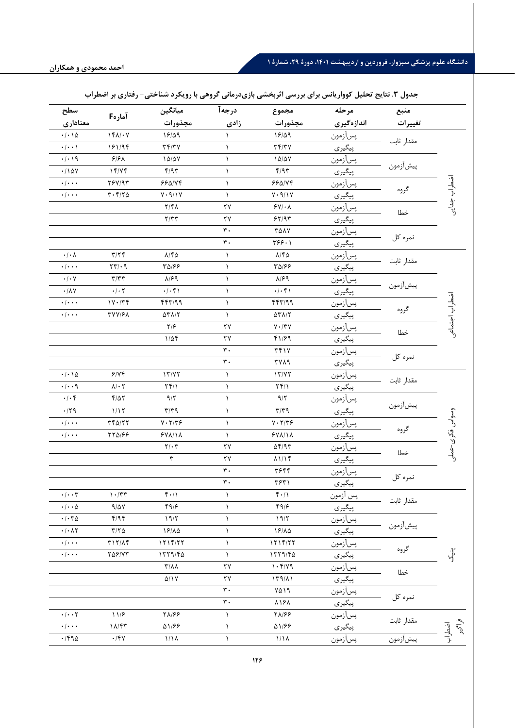جدول ۳. نتایج تحلیل کوواریانس برای بررسی اثربخشی بازی‌درمانی گروهی با رویکرد شناختی- رفتاری بر اضطراب

| | منبع تغییرات | مرحله اندازه‌گیری | مجموع مجذورات | درجه آزادی | میانگین مجذورات | آماره F | سطح معناداری |
|---|---|---|---|---|---|---|---|
| اضطراب جدایی | مقدار ثابت | پس‌آزمون | ۱۶/۵۹ | ۱ | ۱۶/۵۹ | ۱۴۸/۰۷ | ۰/۰۱۵ |
| | | پیگیری | ۳۴/۳۷ | ۱ | ۳۴/۳۷ | ۱۶۱/۹۴ | ۰/۰۰۱ |
| | پیش‌آزمون | پس‌آزمون | ۱۵/۵۷ | ۱ | ۱۵/۵۷ | ۶/۶۸ | ۰/۰۱۹ |
| | | پیگیری | ۴/۹۳ | ۱ | ۴/۹۳ | ۱۴/۷۴ | ۰/۱۵۷ |
| | گروه | پس‌آزمون | ۶۶۵/۷۴ | ۱ | ۶۶۵/۷۴ | ۲۶۷/۹۳ | ۰/۰۰۰ |
| | | پیگیری | ۷۰۹/۱۷ | ۱ | ۷۰۹/۱۷ | ۳۰۴/۲۵ | ۰/۰۰۰ |
| | خطا | پس‌آزمون | ۶۷/۰۸ | ۲۷ | ۲/۴۸ | | |
| | | پیگیری | ۶۲/۹۳ | ۲۷ | ۲/۳۳ | | |
| | نمره کل | پس‌آزمون | ۳۵۸۷ | ۳۰ | | | |
| | | پیگیری | ۳۶۶۰۱ | ۳۰ | | | |
| اضطراب اجتماعی | مقدار ثابت | پس‌آزمون | ۸/۴۵ | ۱ | ۸/۴۵ | ۳/۲۴ | ۰/۰۰۸ |
| | | پیگیری | ۳۵/۶۶ | ۱ | ۳۵/۶۶ | ۲۳/۰۹ | ۰/۰۰۰ |
| | پیش‌آزمون | پس‌آزمون | ۸/۶۹ | ۱ | ۸/۶۹ | ۳/۳۳ | ۰/۰۰۷ |
| | | پیگیری | ۰/۰۴۱ | ۱ | ۰/۰۴۱ | ۰/۰۲ | ۰/۸۷ |
| | گروه | پس‌آزمون | ۴۴۳/۹۹ | ۱ | ۴۴۳/۹۹ | ۱۷۰/۳۴ | ۰/۰۰۰ |
| | | پیگیری | ۵۳۸/۲ | ۱ | ۵۳۸/۲ | ۳۷۷/۶۸ | ۰/۰۰۰ |
| | خطا | پس‌آزمون | ۷۰/۳۷ | ۲۷ | ۲/۶ | | |
| | | پیگیری | ۴۱/۶۹ | ۲۷ | ۱/۵۴ | | |
| | نمره کل | پس‌آزمون | ۳۴۱۷ | ۳۰ | | | |
| | | پیگیری | ۳۷۸۹ | ۳۰ | | | |
| وسواس فکری-عملی | مقدار ثابت | پس‌آزمون | ۱۳/۷۲ | ۱ | ۱۳/۷۲ | ۶/۷۴ | ۰/۰۱۵ |
| | | پیگیری | ۲۴/۱ | ۱ | ۲۴/۱ | ۸/۰۲ | ۰/۰۰۹ |
| | پیش‌آزمون | پس‌آزمون | ۹/۲ | ۱ | ۹/۲ | ۴/۵۲ | ۰/۰۴ |
| | | پیگیری | ۳/۳۹ | ۱ | ۳/۳۹ | ۱/۱۲ | ۰/۲۹ |
| | گروه | پس‌آزمون | ۷۰۲/۳۶ | ۱ | ۷۰۲/۳۶ | ۳۴۵/۲۲ | ۰/۰۰۰ |
| | | پیگیری | ۶۷۸/۱۸ | ۱ | ۶۷۸/۱۸ | ۲۲۵/۶۶ | ۰/۰۰۰ |
| | خطا | پس‌آزمون | ۵۴/۹۳ | ۲۷ | ۲/۰۳ | | |
| | | پیگیری | ۸۱/۱۴ | ۲۷ | ۳ | | |
| | نمره کل | پس‌آزمون | ۳۶۴۴ | ۳۰ | | | |
| | | پیگیری | ۳۶۳۱ | ۳۰ | | | |
| پنیک | مقدار ثابت | پس آزمون | ۴۰/۱ | ۱ | ۴۰/۱ | ۱۰/۳۳ | ۰/۰۰۳ |
| | | پیگیری | ۴۹/۶ | ۱ | ۴۹/۶ | ۹/۵۷ | ۰/۰۰۵ |
| | پیش‌آزمون | پس‌آزمون | ۱۹/۲ | ۱ | ۱۹/۲ | ۴/۹۴ | ۰/۰۳۵ |
| | | پیگیری | ۱۶/۸۵ | ۱ | ۱۶/۸۵ | ۳/۲۵ | ۰/۰۸۲ |
| | گروه | پس‌آزمون | ۱۲۱۴/۲۲ | ۱ | ۱۲۱۴/۲۲ | ۳۱۲/۸۴ | ۰/۰۰۰ |
| | | پیگیری | ۱۳۲۹/۴۵ | ۱ | ۱۳۲۹/۴۵ | ۲۵۶/۷۳ | ۰/۰۰۰ |
| | خطا | پس‌آزمون | ۱۰۴/۷۹ | ۲۷ | ۳/۸۸ | | |
| | | پیگیری | ۱۳۹/۸۱ | ۲۷ | ۵/۱۷ | | |
| | نمره کل | پس‌آزمون | ۷۵۱۹ | ۳۰ | | | |
| | | پیگیری | ۸۱۶۸ | ۳۰ | | | |
| اضطراب فراگیر | مقدار ثابت | پس‌آزمون | ۲۸/۶۶ | ۱ | ۲۸/۶۶ | ۱۱/۶ | ۰/۰۰۲ |
| | | پیگیری | ۵۱/۶۶ | ۱ | ۵۱/۶۶ | ۱۸/۴۳ | ۰/۰۰۰ |
| | پیش‌آزمون | پس‌آزمون | ۱/۱۸ | ۱ | ۱/۱۸ | ۰/۴۷ | ۰/۴۹۵ |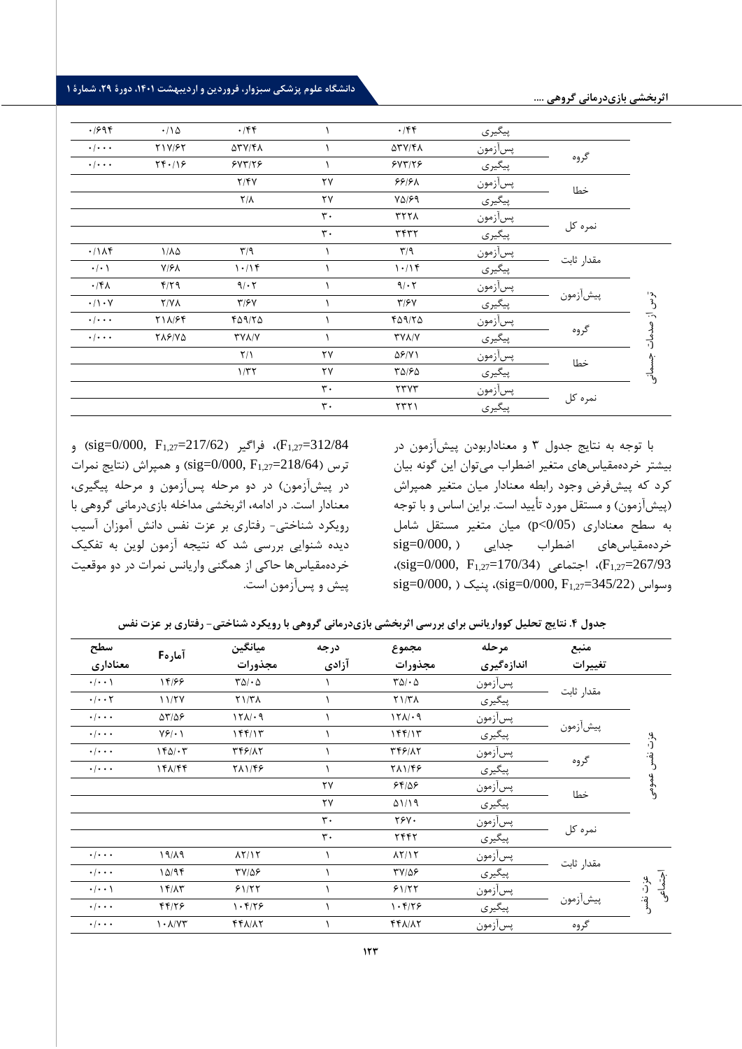| | | | | | | |
|---|---|---|---|---|---|---|
| | | پیگیری | ۰/۴۴ | ۱ | ۰/۴۴ | ۰/۱۵ | ۰/۶۹۴ |
| | گروه | پس‌آزمون | ۵۳۷/۴۸ | ۱ | ۵۳۷/۴۸ | ۲۱۷/۶۲ | ۰/۰۰۰ |
| | | پیگیری | ۶۷۳/۲۶ | ۱ | ۶۷۳/۲۶ | ۲۴۰/۱۶ | ۰/۰۰۰ |
| | خطا | پس‌آزمون | ۶۶/۶۸ | ۲۷ | ۲/۴۷ | | |
| | | پیگیری | ۷۵/۶۹ | ۲۷ | ۲/۸ | | |
| | نمره کل | پس‌آزمون | ۳۲۲۸ | ۳۰ | | | |
| | | پیگیری | ۳۴۳۲ | ۳۰ | | | |
| ترس از صدمات جسمانی | مقدار ثابت | پس‌آزمون | ۳/۹ | ۱ | ۳/۹ | ۱/۸۵ | ۰/۱۸۴ |
| | | پیگیری | ۱۰/۱۴ | ۱ | ۱۰/۱۴ | ۷/۶۸ | ۰/۰۱ |
| | پیش‌آزمون | پس‌آزمون | ۹/۰۲ | ۱ | ۹/۰۲ | ۴/۲۹ | ۰/۴۸ |
| | | پیگیری | ۳/۶۷ | ۱ | ۳/۶۷ | ۲/۷۸ | ۰/۱۰۷ |
| | گروه | پس‌آزمون | ۴۵۹/۲۵ | ۱ | ۴۵۹/۲۵ | ۲۱۸/۶۴ | ۰/۰۰۰ |
| | | پیگیری | ۳۷۸/۷ | ۱ | ۳۷۸/۷ | ۲۸۶/۷۵ | ۰/۰۰۰ |
| | خطا | پس‌آزمون | ۵۶/۷۱ | ۲۷ | ۲/۱ | | |
| | | پیگیری | ۳۵/۶۵ | ۲۷ | ۱/۳۲ | | |
| | نمره کل | پس‌آزمون | ۲۳۷۳ | ۳۰ | | | |
| | | پیگیری | ۲۳۲۱ | ۳۰ | | | |

با توجه به نتایج جدول ۳ و معنادار‌بودن پیش‌آزمون در بیشتر خرده‌مقیاس‌های متغیر اضطراب می‌توان این گونه بیان کرد که پیش‌فرض وجود رابطه معنادار میان متغیر همپراش (پیش‌آزمون) و مستقل مورد تأیید است. براین اساس و با توجه به سطح معناداری ($p<0/05$) میان متغیر مستقل شامل خرده‌مقیاس‌های اضطراب جدایی ($sig=0/000, F_{1,27}=267/93$)، اجتماعی ($sig=0/000, F_{1,27}=170/34$)، وسواس ($sig=0/000, F_{1,27}=345/22$)، پنیک ($sig=0/000, F_{1,27}=312/84$)، فراگیر ($sig=0/000, F_{1,27}=217/62$) و ترس ($sig=0/000, F_{1,27}=218/64$) و همپراش (نتایج نمرات در پیش‌آزمون) در دو مرحله پس‌آزمون و مرحله پیگیری، معنادار است. در ادامه، اثربخشی مداخله بازی‌درمانی گروهی با رویکرد شناختی- رفتاری بر عزت نفس دانش آموزان آسیب دیده شنوایی بررسی شد که نتیجه آزمون لوین به تفکیک خرده‌مقیاس‌ها حاکی از همگنی واریانس نمرات در دو موقعیت پیش و پس‌آزمون است.

**جدول ۴. نتایج تحلیل کوواریانس برای بررسی اثربخشی بازی‌درمانی گروهی با رویکرد شناختی- رفتاری بر عزت نفس**

| | منبع تغییرات | مرحله اندازه‌گیری | مجموع مجذورات | درجه آزادی | میانگین مجذورات | آمارهF | سطح معناداری |
|---|---|---|---|---|---|---|---|
| عزت نفس عمومی | مقدار ثابت | پس‌آزمون | ۳۵/۰۵ | ۱ | ۳۵/۰۵ | ۱۴/۶۶ | ۰/۰۰۱ |
| | | پیگیری | ۲۱/۳۸ | ۱ | ۲۱/۳۸ | ۱۱/۲۷ | ۰/۰۰۲ |
| | پیش‌آزمون | پس‌آزمون | ۱۲۸/۰۹ | ۱ | ۱۲۸/۰۹ | ۵۳/۵۶ | ۰/۰۰۰ |
| | | پیگیری | ۱۴۴/۱۳ | ۱ | ۱۴۴/۱۳ | ۷۶/۰۱ | ۰/۰۰۰ |
| | گروه | پس‌آزمون | ۳۴۶/۸۲ | ۱ | ۳۴۶/۸۲ | ۱۴۵/۰۳ | ۰/۰۰۰ |
| | | پیگیری | ۲۸۱/۴۶ | ۱ | ۲۸۱/۴۶ | ۱۴۸/۴۴ | ۰/۰۰۰ |
| | خطا | پس‌آزمون | ۶۴/۵۶ | ۲۷ | | | |
| | | پیگیری | ۵۱/۱۹ | ۲۷ | | | |
| | نمره کل | پس‌آزمون | ۲۶۷۰ | ۳۰ | | | |
| | | پیگیری | ۲۴۴۲ | ۳۰ | | | |
| عزت نفس اجتماعی | مقدار ثابت | پس‌آزمون | ۸۲/۱۲ | ۱ | ۸۲/۱۲ | ۱۹/۸۹ | ۰/۰۰۰ |
| | | پیگیری | ۳۷/۵۶ | ۱ | ۳۷/۵۶ | ۱۵/۹۴ | ۰/۰۰۰ |
| | پیش‌آزمون | پس‌آزمون | ۶۱/۲۲ | ۱ | ۶۱/۲۲ | ۱۴/۸۳ | ۰/۰۰۱ |
| | | پیگیری | ۱۰۴/۲۶ | ۱ | ۱۰۴/۲۶ | ۴۴/۲۶ | ۰/۰۰۰ |
| | گروه | پس‌آزمون | ۴۴۸/۸۲ | ۱ | ۴۴۸/۸۲ | ۱۰۸/۷۳ | ۰/۰۰۰ |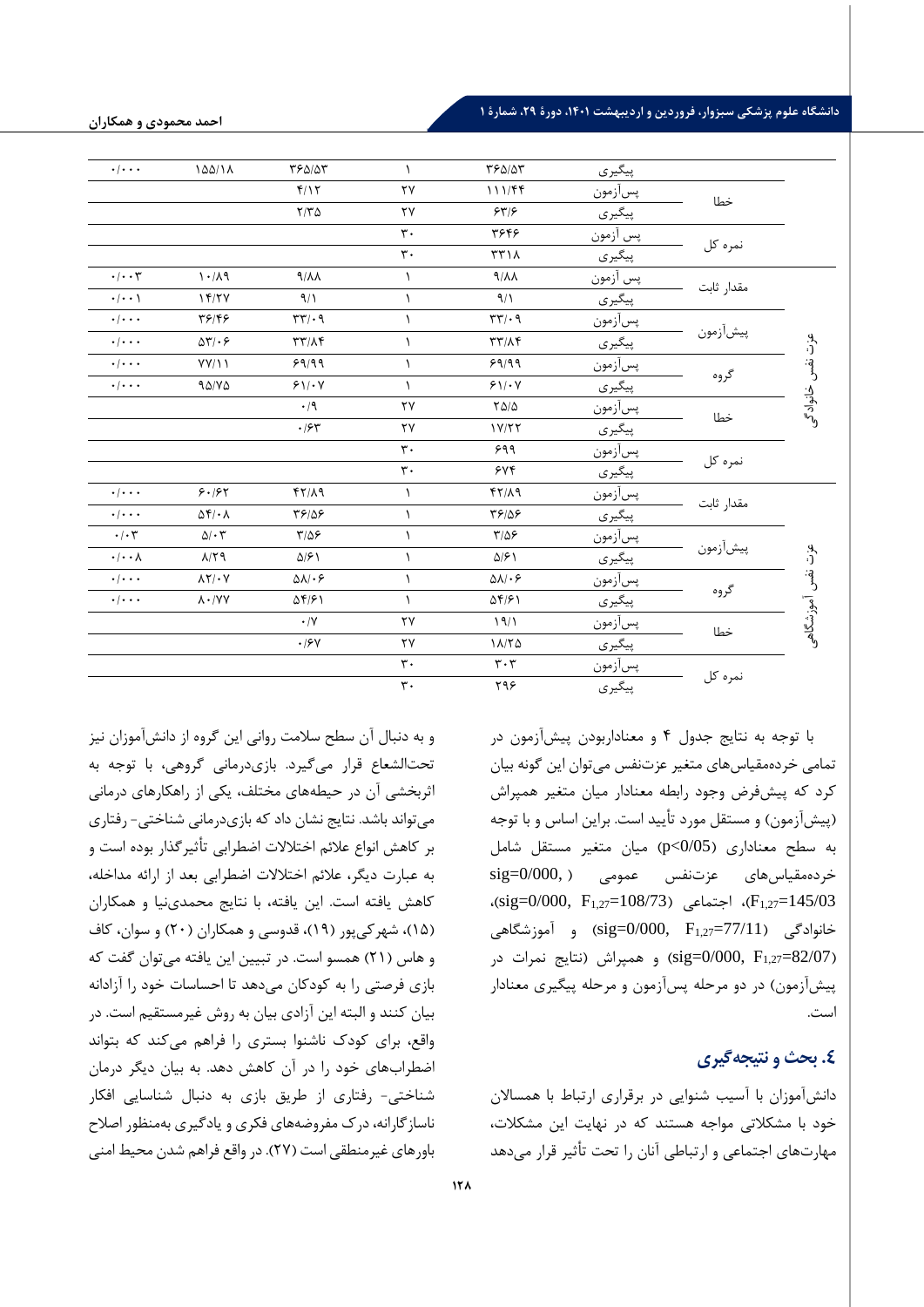| | | مرحله | مجموع مجذورات | درجه آزادی | میانگین مجذورات | F | سطح معناداری |
|---|---|---|---|---|---|---|---|
| | | پیگیری | ۳۶۵/۵۳ | ۱ | ۳۶۵/۵۳ | ۱۵۵/۱۸ | ۰/۰۰۰ |
| | خطا | پس‌آزمون | ۱۱۱/۴۴ | ۲۷ | ۴/۱۲ | | |
| | | پیگیری | ۶۳/۶ | ۲۷ | ۲/۳۵ | | |
| | نمره کل | پس آزمون | ۳۶۴۶ | ۳۰ | | | |
| | | پیگیری | ۳۳۱۸ | ۳۰ | | | |
| عزت نفس خانوادگی | مقدار ثابت | پس آزمون | ۹/۸۸ | ۱ | ۹/۸۸ | ۱۰/۸۹ | ۰/۰۰۳ |
| | | پیگیری | ۹/۱ | ۱ | ۹/۱ | ۱۴/۲۷ | ۰/۰۰۱ |
| | پیش‌آزمون | پس‌آزمون | ۳۳/۰۹ | ۱ | ۳۳/۰۹ | ۳۶/۴۶ | ۰/۰۰۰ |
| | | پیگیری | ۳۳/۸۴ | ۱ | ۳۳/۸۴ | ۵۳/۰۶ | ۰/۰۰۰ |
| | گروه | پس‌آزمون | ۶۹/۹۹ | ۱ | ۶۹/۹۹ | ۷۷/۱۱ | ۰/۰۰۰ |
| | | پیگیری | ۶۱/۰۷ | ۱ | ۶۱/۰۷ | ۹۵/۷۵ | ۰/۰۰۰ |
| | خطا | پس‌آزمون | ۲۵/۵ | ۲۷ | ۰/۹ | | |
| | | پیگیری | ۱۷/۲۲ | ۲۷ | ۰/۶۳ | | |
| | نمره کل | پس‌آزمون | ۶۹۹ | ۳۰ | | | |
| | | پیگیری | ۶۷۴ | ۳۰ | | | |
| عزت نفس آموزشگاهی | مقدار ثابت | پس‌آزمون | ۴۲/۸۹ | ۱ | ۴۲/۸۹ | ۶۰/۶۲ | ۰/۰۰۰ |
| | | پیگیری | ۳۶/۵۶ | ۱ | ۳۶/۵۶ | ۵۴/۰۸ | ۰/۰۰۰ |
| | پیش‌آزمون | پس‌آزمون | ۳/۵۶ | ۱ | ۳/۵۶ | ۵/۰۳ | ۰/۰۳ |
| | | پیگیری | ۵/۶۱ | ۱ | ۵/۶۱ | ۸/۲۹ | ۰/۰۰۸ |
| | گروه | پس‌آزمون | ۵۸/۰۶ | ۱ | ۵۸/۰۶ | ۸۲/۰۷ | ۰/۰۰۰ |
| | | پیگیری | ۵۴/۶۱ | ۱ | ۵۴/۶۱ | ۸۰/۷۷ | ۰/۰۰۰ |
| | خطا | پس‌آزمون | ۱۹/۱ | ۲۷ | ۰/۷ | | |
| | | پیگیری | ۱۸/۲۵ | ۲۷ | ۰/۶۷ | | |
| | نمره کل | پس‌آزمون | ۳۰۳ | ۳۰ | | | |
| | | پیگیری | ۲۹۶ | ۳۰ | | | |

با توجه به نتایج جدول ۴ و معنادار‌بودن پیش‌آزمون در تمامی خرده‌مقیاس‌های متغیر عزت‌نفس می‌توان این گونه بیان کرد که پیش‌فرض وجود رابطه معنادار میان متغیر همپراش (پیش‌آزمون) و مستقل مورد تأیید است. براین اساس و با توجه به سطح معناداری ($p<0/05$) میان متغیر مستقل شامل خرده‌مقیاس‌های عزت‌نفس عمومی ($sig=0/000$, $F_{1,27}=145/03$)، اجتماعی ($sig=0/000$, $F_{1,27}=108/73$)، خانوادگی ($sig=0/000$, $F_{1,27}=77/11$) و آموزشگاهی ($sig=0/000$, $F_{1,27}=82/07$) و همپراش (نتایج نمرات در پیش‌آزمون) در دو مرحله پس‌آزمون و مرحله پیگیری معنادار است.

## ٤. بحث و نتیجه‌گیری

دانش‌آموزان با آسیب شنوایی در برقراری ارتباط با همسالان خود با مشکلاتی مواجه هستند که در نهایت این مشکلات، مهارت‌های اجتماعی و ارتباطی آنان را تحت تأثیر قرار می‌دهد و به دنبال آن سطح سلامت روانی این گروه از دانش‌آموزان نیز تحت‌الشعاع قرار می‌گیرد. بازی‌درمانی گروهی، با توجه به اثربخشی آن در حیطه‌های مختلف، یکی از راهکارهای درمانی می‌تواند باشد. نتایج نشان داد که بازی‌درمانی شناختی- رفتاری بر کاهش انواع علائم اختلالات اضطرابی تأثیرگذار بوده است و به عبارت دیگر، علائم اختلالات اضطرابی بعد از ارائه مداخله، کاهش یافته است. این یافته، با نتایج محمدی‌نیا و همکاران (۱۵)، شهرکی‌پور (۱۹)، قدوسی و همکاران (۲۰) و سوان، کاف و هاس (۲۱) همسو است. در تبیین این یافته می‌توان گفت که بازی فرصتی را به کودکان می‌دهد تا احساسات خود را آزادانه بیان کنند و البته این آزادی بیان به روش غیرمستقیم است. در واقع، برای کودک ناشنوا بستری را فراهم می‌کند که بتواند اضطراب‌های خود را در آن کاهش دهد. به بیان دیگر درمان شناختی- رفتاری از طریق بازی به دنبال شناسایی افکار ناسازگارانه، درک مفروضه‌های فکری و یادگیری به‌منظور اصلاح باورهای غیرمنطقی است (۲۷). در واقع فراهم شدن محیط امنی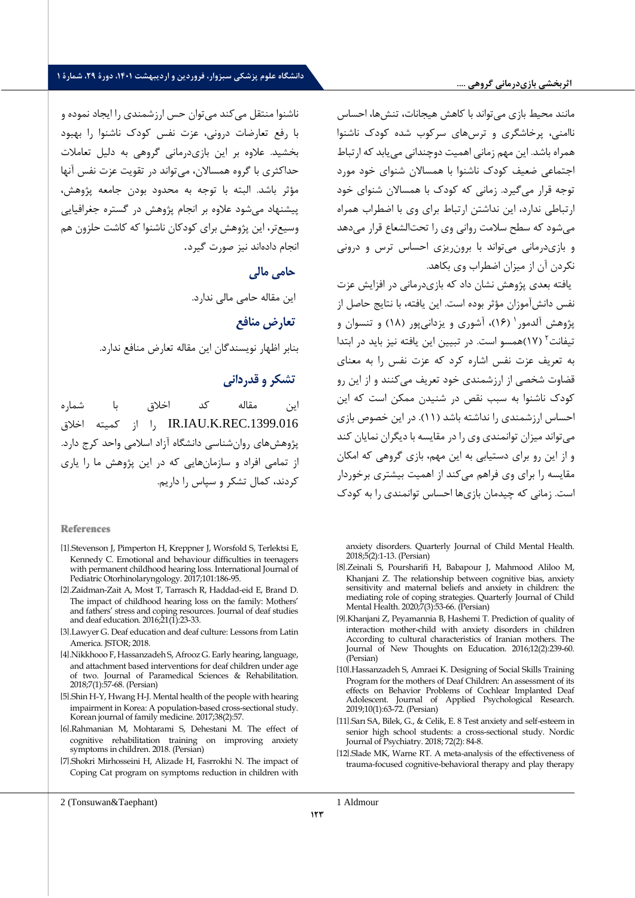مانند محیط بازی می‌تواند با کاهش هیجانات، تنش‌ها، احساس ناامنی، پرخاشگری و ترس‌های سرکوب شده کودک ناشنوا همراه باشد. این مهم زمانی اهمیت دوچندانی می‌یابد که ارتباط اجتماعی ضعیف کودک ناشنوا با همسالان شنوای خود مورد توجه قرار می‌گیرد. زمانی که کودک با همسالان شنوای خود ارتباطی ندارد، این نداشتن ارتباط برای وی با اضطراب همراه می‌شود که سطح سلامت روانی وی را تحت‌الشعاع قرار می‌دهد و بازی‌درمانی می‌تواند با برون‌ریزی احساس ترس و درونی نکردن آن از میزان اضطراب وی بکاهد.

یافته بعدی پژوهش نشان داد که بازی‌درمانی در افزایش عزت نفس دانش‌آموزان مؤثر بوده است. این یافته، با نتایج حاصل از پژوهش آلدمور[1] (۱۶)، آشوری و یزدانی‌پور (۱۸) و تنسوان و تیفانت[2] (۱۷)همسو است. در تبیین این یافته نیز باید در ابتدا به تعریف عزت نفس اشاره کرد که عزت نفس را به معنای قضاوت شخصی از ارزشمندی خود تعریف می‌کنند و از این رو کودک ناشنوا به سبب نقص در شنیدن ممکن است که این احساس ارزشمندی را نداشته باشد (۱۱). در این خصوص بازی می‌تواند میزان توانمندی وی را در مقایسه با دیگران نمایان کند و از این رو برای دستیابی به این مهم، بازی گروهی که امکان مقایسه را برای وی فراهم می‌کند از اهمیت بیشتری برخوردار است. زمانی که چیدمان بازی‌ها احساس توانمندی را به کودک ناشنوا منتقل می‌کند می‌توان حس ارزشمندی را ایجاد نموده و با رفع تعارضات درونی، عزت نفس کودک ناشنوا را بهبود بخشید. علاوه بر این بازی‌درمانی گروهی به دلیل تعاملات حداکثری با گروه همسالان، می‌تواند در تقویت عزت نفس آنها مؤثر باشد. البته با توجه به محدود بودن جامعه پژوهش، پیشنهاد می‌شود علاوه بر انجام پژوهش در گستره جغرافیایی وسیع‌تر، این پژوهش برای کودکان ناشنوا که کاشت حلزون هم انجام داده‌اند نیز صورت گیرد.

## حامی مالی

این مقاله حامی مالی ندارد.

## تعارض منافع

بنابر اظهار نویسندگان این مقاله تعارض منافع ندارد.

## تشکر و قدردانی

این مقاله کد اخلاق با شماره IR.IAU.K.REC.1399.016 را از کمیته اخلاق پژوهش‌های روان‌شناسی دانشگاه آزاد اسلامی واحد کرج دارد. از تمامی افراد و سازمان‌هایی که در این پژوهش ما را یاری کردند، کمال تشکر و سپاس را داریم.

## References

[1].Stevenson J, Pimperton H, Kreppner J, Worsfold S, Terlektsi E, Kennedy C. Emotional and behaviour difficulties in teenagers with permanent childhood hearing loss. International Journal of Pediatric Otorhinolaryngology. 2017;101:186-95.

[2].Zaidman-Zait A, Most T, Tarrasch R, Haddad-eid E, Brand D. The impact of childhood hearing loss on the family: Mothers' and fathers' stress and coping resources. Journal of deaf studies and deaf education. 2016;21(1):23-33.

[3].Lawyer G. Deaf education and deaf culture: Lessons from Latin America. JSTOR; 2018.

[4].Nikkhooo F, Hassanzadeh S, Afrooz G. Early hearing, language, and attachment based interventions for deaf children under age of two. Journal of Paramedical Sciences & Rehabilitation. 2018;7(1):57-68. (Persian)

[5].Shin H-Y, Hwang H-J. Mental health of the people with hearing impairment in Korea: A population-based cross-sectional study. Korean journal of family medicine. 2017;38(2):57.

[6].Rahmanian M, Mohtarami S, Dehestani M. The effect of cognitive rehabilitation training on improving anxiety symptoms in children. 2018. (Persian)

[7].Shokri Mirhosseini H, Alizade H, Fasrrokhi N. The impact of Coping Cat program on symptoms reduction in children with anxiety disorders. Quarterly Journal of Child Mental Health. 2018;5(2):1-13. (Persian)

[8].Zeinali S, Poursharifi H, Babapour J, Mahmood Aliloo M, Khanjani Z. The relationship between cognitive bias, anxiety sensitivity and maternal beliefs and anxiety in children: the mediating role of coping strategies. Quarterly Journal of Child Mental Health. 2020;7(3):53-66. (Persian)

[9].Khanjani Z, Peyamannia B, Hashemi T. Prediction of quality of interaction mother-child with anxiety disorders in children According to cultural characteristics of Iranian mothers. The Journal of New Thoughts on Education. 2016;12(2):239-60. (Persian)

[10].Hassanzadeh S, Amraei K. Designing of Social Skills Training Program for the mothers of Deaf Children: An assessment of its effects on Behavior Problems of Cochlear Implanted Deaf Adolescent. Journal of Applied Psychological Research. 2019;10(1):63-72. (Persian)

[11].Sarı SA, Bilek, G., & Celik, E. 8 Test anxiety and self-esteem in senior high school students: a cross-sectional study. Nordic Journal of Psychiatry. 2018; 72(2): 84-8.

[12].Slade MK, Warne RT. A meta-analysis of the effectiveness of trauma-focused cognitive-behavioral therapy and play therapy

---

1 Aldmour

2 (Tonsuwan&Taephant)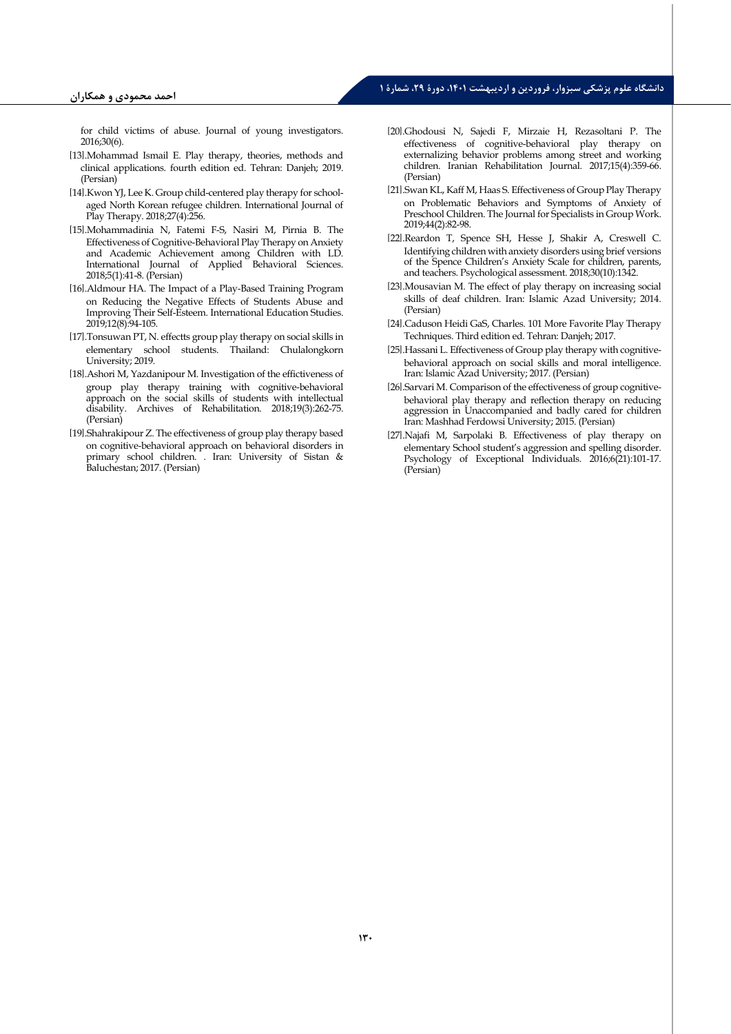for child victims of abuse. Journal of young investigators. 2016;30(6).

[13].Mohammad Ismail E. Play therapy, theories, methods and clinical applications. fourth edition ed. Tehran: Danjeh; 2019. (Persian)

[14].Kwon YJ, Lee K. Group child-centered play therapy for school-aged North Korean refugee children. International Journal of Play Therapy. 2018;27(4):256.

[15].Mohammadinia N, Fatemi F-S, Nasiri M, Pirnia B. The Effectiveness of Cognitive-Behavioral Play Therapy on Anxiety and Academic Achievement among Children with LD. International Journal of Applied Behavioral Sciences. 2018;5(1):41-8. (Persian)

[16].Aldmour HA. The Impact of a Play-Based Training Program on Reducing the Negative Effects of Students Abuse and Improving Their Self-Esteem. International Education Studies. 2019;12(8):94-105.

[17].Tonsuwan PT, N. effectts group play therapy on social skills in elementary school students. Thailand: Chulalongkorn University; 2019.

[18].Ashori M, Yazdanipour M. Investigation of the effictiveness of group play therapy training with cognitive-behavioral approach on the social skills of students with intellectual disability. Archives of Rehabilitation. 2018;19(3):262-75. (Persian)

[19].Shahrakipour Z. The effectiveness of group play therapy based on cognitive-behavioral approach on behavioral disorders in primary school children. . Iran: University of Sistan & Baluchestan; 2017. (Persian)

[20].Ghodousi N, Sajedi F, Mirzaie H, Rezasoltani P. The effectiveness of cognitive-behavioral play therapy on externalizing behavior problems among street and working children. Iranian Rehabilitation Journal. 2017;15(4):359-66. (Persian)

[21].Swan KL, Kaff M, Haas S. Effectiveness of Group Play Therapy on Problematic Behaviors and Symptoms of Anxiety of Preschool Children. The Journal for Specialists in Group Work. 2019;44(2):82-98.

[22].Reardon T, Spence SH, Hesse J, Shakir A, Creswell C. Identifying children with anxiety disorders using brief versions of the Spence Children's Anxiety Scale for children, parents, and teachers. Psychological assessment. 2018;30(10):1342.

[23].Mousavian M. The effect of play therapy on increasing social skills of deaf children. Iran: Islamic Azad University; 2014. (Persian)

[24].Caduson Heidi GaS, Charles. 101 More Favorite Play Therapy Techniques. Third edition ed. Tehran: Danjeh; 2017.

[25].Hassani L. Effectiveness of Group play therapy with cognitive-behavioral approach on social skills and moral intelligence. Iran: Islamic Azad University; 2017. (Persian)

[26].Sarvari M. Comparison of the effectiveness of group cognitive-behavioral play therapy and reflection therapy on reducing aggression in Unaccompanied and badly cared for children Iran: Mashhad Ferdowsi University; 2015. (Persian)

[27].Najafi M, Sarpolaki B. Effectiveness of play therapy on elementary School student's aggression and spelling disorder. Psychology of Exceptional Individuals. 2016;6(21):101-17. (Persian)